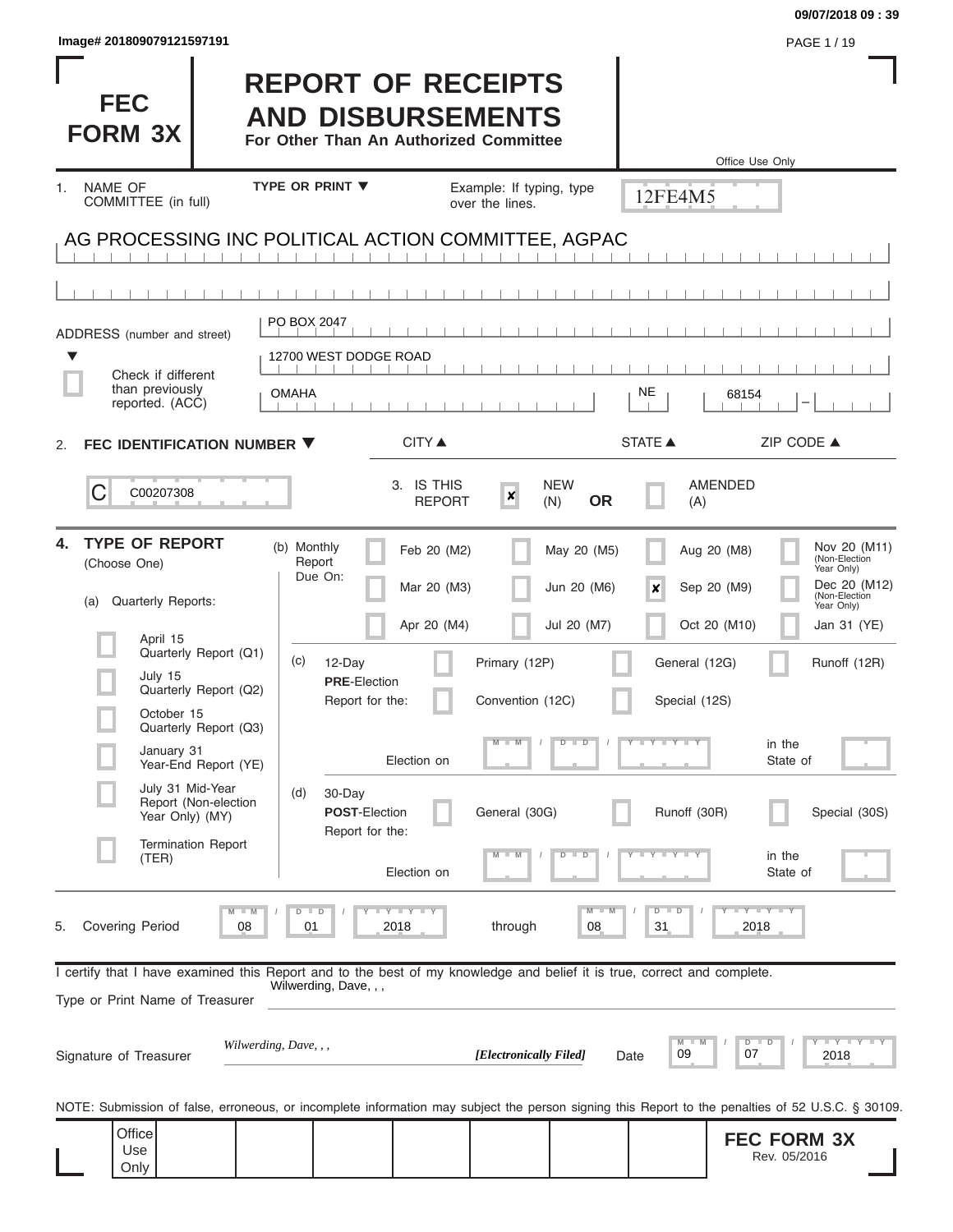09/07/2018 09 : 39

Image# 201809079121597191

# FEC FORM 3X

# REPORT OF RECEIPTS AND DISBURSEMENTS

**For Other Than An Authorized Committee**

Office Use Only

12FE4M5

1. NAME OF COMMITTEE (in full) — TYPE OR PRINT ▼ — Example: If typing, type over the lines.

AG PROCESSING INC POLITICAL ACTION COMMITTEE, AGPAC

ADDRESS (number and street)

PO BOX 2047

12700 WEST DODGE ROAD

☐ Check if different than previously reported. (ACC)

| CITY ▲ | STATE ▲ | ZIP CODE ▲ |
|---|---|---|
| OMAHA | NE | 68154 |

2. **FEC IDENTIFICATION NUMBER ▼**

C00207308

3. IS THIS REPORT — ☒ NEW (N) **OR** ☐ AMENDED (A)

4. **TYPE OF REPORT** (Choose One)

(a) Quarterly Reports:

- ☐ April 15 Quarterly Report (Q1)
- ☐ July 15 Quarterly Report (Q2)
- ☐ October 15 Quarterly Report (Q3)
- ☐ January 31 Year-End Report (YE)
- ☐ July 31 Mid-Year Report (Non-election Year Only) (MY)
- ☐ Termination Report (TER)

(b) Monthly Report Due On:

| | | | |
|---|---|---|---|
| ☐ Feb 20 (M2) | ☐ May 20 (M5) | ☐ Aug 20 (M8) | ☐ Nov 20 (M11) (Non-Election Year Only) |
| ☐ Mar 20 (M3) | ☐ Jun 20 (M6) | ☒ Sep 20 (M9) | ☐ Dec 20 (M12) (Non-Election Year Only) |
| ☐ Apr 20 (M4) | ☐ Jul 20 (M7) | ☐ Oct 20 (M10) | ☐ Jan 31 (YE) |

(c) 12-Day **PRE**-Election Report for the: ☐ Primary (12P) ☐ General (12G) ☐ Runoff (12R) ☐ Convention (12C) ☐ Special (12S)

Election on MM / DD / YYYY in the State of

(d) 30-Day **POST**-Election Report for the: ☐ General (30G) ☐ Runoff (30R) ☐ Special (30S)

Election on MM / DD / YYYY in the State of

5. Covering Period 08 / 01 / 2018 through 08 / 31 / 2018

I certify that I have examined this Report and to the best of my knowledge and belief it is true, correct and complete.

Type or Print Name of Treasurer: Wilwerding, Dave, , ,

Signature of Treasurer: *Wilwerding, Dave, , ,* ***[Electronically Filed]*** Date 09 / 07 / 2018

NOTE: Submission of false, erroneous, or incomplete information may subject the person signing this Report to the penalties of 52 U.S.C. § 30109.

Office Use Only

**FEC FORM 3X** Rev. 05/2016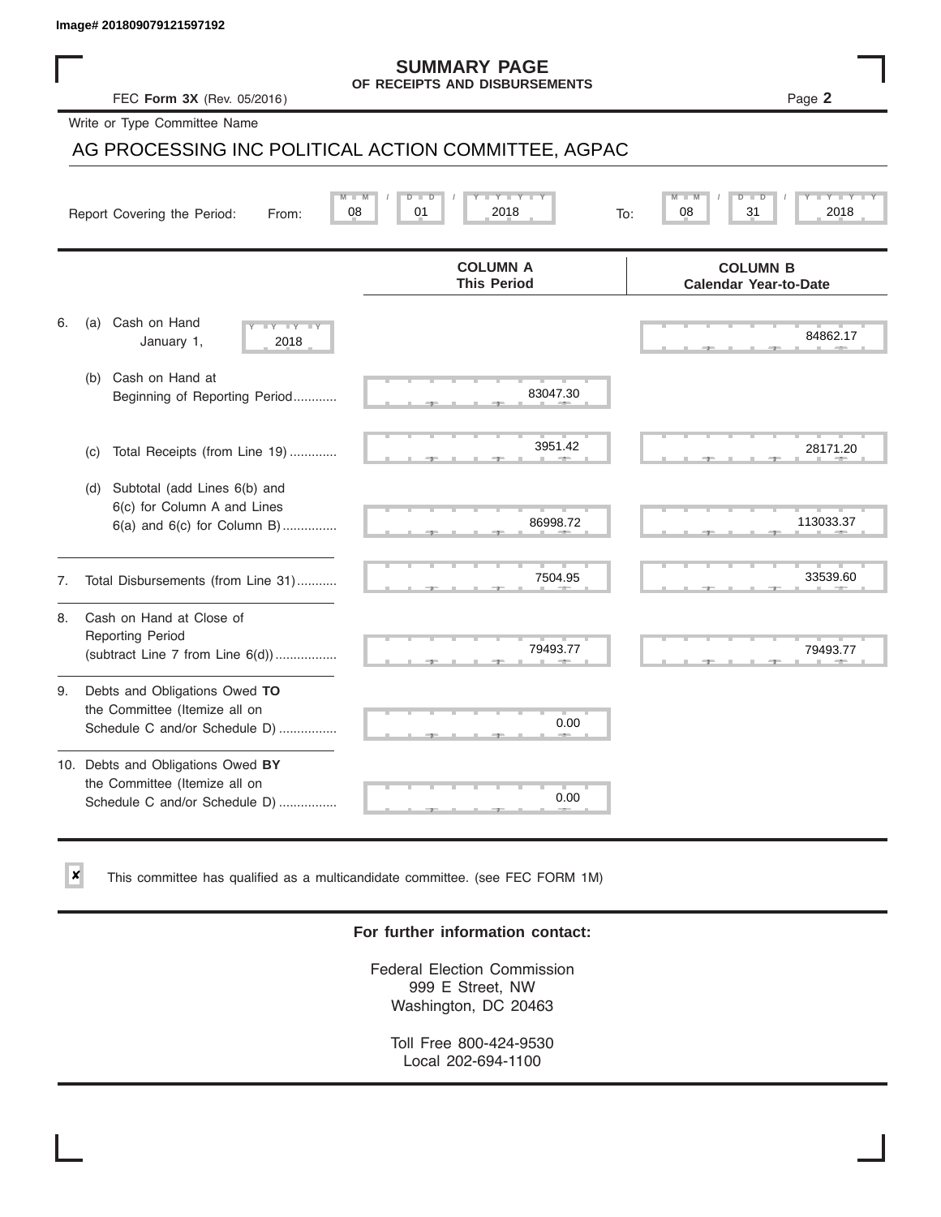Image# 201809079121597192

# SUMMARY PAGE
## OF RECEIPTS AND DISBURSEMENTS

FEC **Form 3X** (Rev. 05/2016)

Page **2**

Write or Type Committee Name

AG PROCESSING INC POLITICAL ACTION COMMITTEE, AGPAC

Report Covering the Period: From: 08 / 01 / 2018 To: 08 / 31 / 2018

| | COLUMN A This Period | COLUMN B Calendar Year-to-Date |
|---|---|---|
| 6. (a) Cash on Hand January 1, 2018 | | 84862.17 |
| (b) Cash on Hand at Beginning of Reporting Period............ | 83047.30 | |
| (c) Total Receipts (from Line 19) ............. | 3951.42 | 28171.20 |
| (d) Subtotal (add Lines 6(b) and 6(c) for Column A and Lines 6(a) and 6(c) for Column B)............... | 86998.72 | 113033.37 |
| 7. Total Disbursements (from Line 31)........... | 7504.95 | 33539.60 |
| 8. Cash on Hand at Close of Reporting Period (subtract Line 7 from Line 6(d)).................. | 79493.77 | 79493.77 |
| 9. Debts and Obligations Owed **TO** the Committee (Itemize all on Schedule C and/or Schedule D) ................ | 0.00 | |
| 10. Debts and Obligations Owed **BY** the Committee (Itemize all on Schedule C and/or Schedule D) ................ | 0.00 | |

☒ This committee has qualified as a multicandidate committee. (see FEC FORM 1M)

**For further information contact:**

Federal Election Commission
999 E Street, NW
Washington, DC 20463

Toll Free 800-424-9530
Local 202-694-1100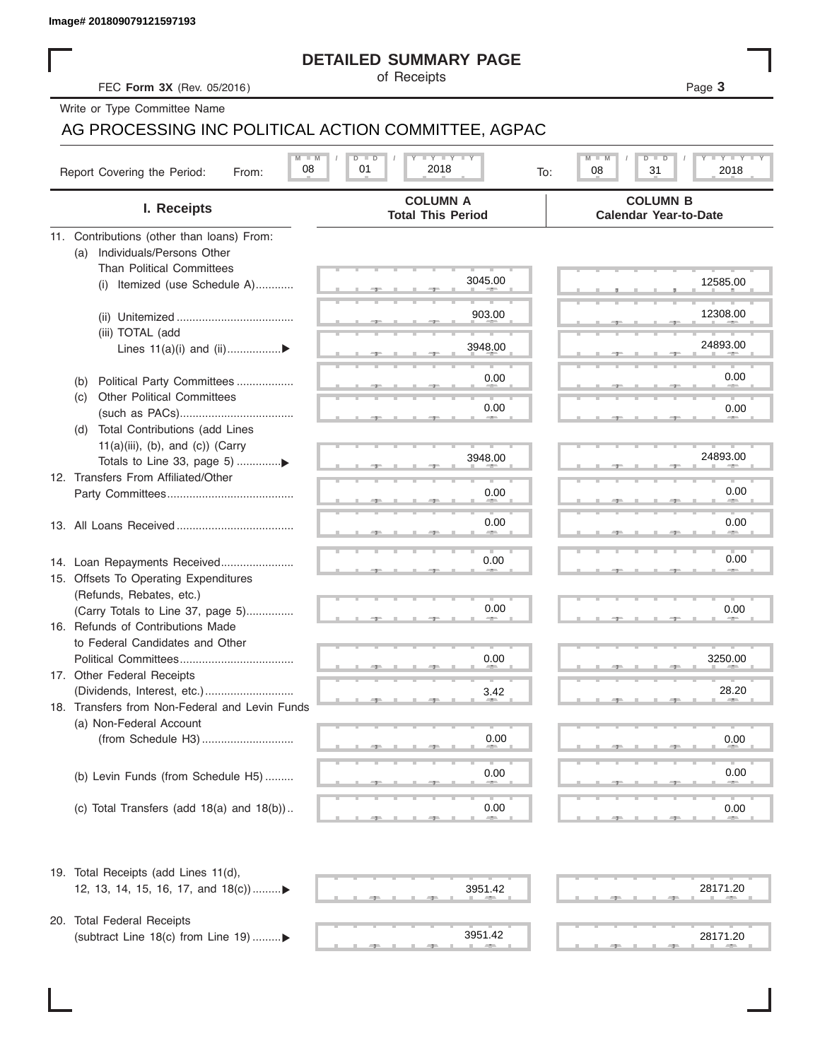Image# 201809079121597193

# DETAILED SUMMARY PAGE

of Receipts

FEC **Form 3X** (Rev. 05/2016)

Write or Type Committee Name

AG PROCESSING INC POLITICAL ACTION COMMITTEE, AGPAC

Report Covering the Period: From: 08 / 01 / 2018 To: 08 / 31 / 2018

| I. Receipts | COLUMN A Total This Period | COLUMN B Calendar Year-to-Date |
|---|---|---|
| 11. Contributions (other than loans) From: | | |
| (a) Individuals/Persons Other Than Political Committees | | |
| (i) Itemized (use Schedule A)............ | 3045.00 | 12585.00 |
| (ii) Unitemized ..................................... | 903.00 | 12308.00 |
| (iii) TOTAL (add Lines 11(a)(i) and (ii).................▶ | 3948.00 | 24893.00 |
| (b) Political Party Committees .................. | 0.00 | 0.00 |
| (c) Other Political Committees (such as PACs).................................... | 0.00 | 0.00 |
| (d) Total Contributions (add Lines 11(a)(iii), (b), and (c)) (Carry Totals to Line 33, page 5) .............▶ | 3948.00 | 24893.00 |
| 12. Transfers From Affiliated/Other Party Committees........................................ | 0.00 | 0.00 |
| 13. All Loans Received ..................................... | 0.00 | 0.00 |
| 14. Loan Repayments Received....................... | 0.00 | 0.00 |
| 15. Offsets To Operating Expenditures (Refunds, Rebates, etc.) (Carry Totals to Line 37, page 5)............... | 0.00 | 0.00 |
| 16. Refunds of Contributions Made to Federal Candidates and Other Political Committees.................................... | 0.00 | 3250.00 |
| 17. Other Federal Receipts (Dividends, Interest, etc.)............................ | 3.42 | 28.20 |
| 18. Transfers from Non-Federal and Levin Funds | | |
| (a) Non-Federal Account (from Schedule H3)............................. | 0.00 | 0.00 |
| (b) Levin Funds (from Schedule H5) ......... | 0.00 | 0.00 |
| (c) Total Transfers (add 18(a) and 18(b)).. | 0.00 | 0.00 |
| 19. Total Receipts (add Lines 11(d), 12, 13, 14, 15, 16, 17, and 18(c)).........▶ | 3951.42 | 28171.20 |
| 20. Total Federal Receipts (subtract Line 18(c) from Line 19) .........▶ | 3951.42 | 28171.20 |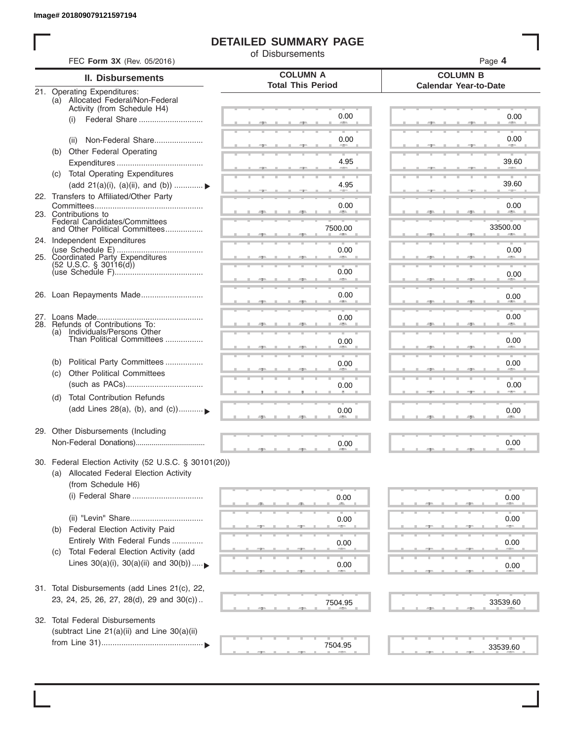Image# 201809079121597194

# DETAILED SUMMARY PAGE

of Disbursements

FEC **Form 3X** (Rev. 05/2016) Page **4**

| II. Disbursements | COLUMN A Total This Period | COLUMN B Calendar Year-to-Date |
|---|---|---|
| 21. Operating Expenditures: | | |
| (a) Allocated Federal/Non-Federal Activity (from Schedule H4) | | |
| (i) Federal Share | 0.00 | 0.00 |
| (ii) Non-Federal Share | 0.00 | 0.00 |
| (b) Other Federal Operating Expenditures | 4.95 | 39.60 |
| (c) Total Operating Expenditures (add 21(a)(i), (a)(ii), and (b)) | 4.95 | 39.60 |
| 22. Transfers to Affiliated/Other Party Committees | 0.00 | 0.00 |
| 23. Contributions to Federal Candidates/Committees and Other Political Committees | 7500.00 | 33500.00 |
| 24. Independent Expenditures (use Schedule E) | 0.00 | 0.00 |
| 25. Coordinated Party Expenditures (52 U.S.C. § 30116(d)) (use Schedule F) | 0.00 | 0.00 |
| 26. Loan Repayments Made | 0.00 | 0.00 |
| 27. Loans Made | 0.00 | 0.00 |
| 28. Refunds of Contributions To: | | |
| (a) Individuals/Persons Other Than Political Committees | 0.00 | 0.00 |
| (b) Political Party Committees | 0.00 | 0.00 |
| (c) Other Political Committees (such as PACs) | 0.00 | 0.00 |
| (d) Total Contribution Refunds (add Lines 28(a), (b), and (c)) | 0.00 | 0.00 |
| 29. Other Disbursements (Including Non-Federal Donations) | 0.00 | 0.00 |
| 30. Federal Election Activity (52 U.S.C. § 30101(20)) | | |
| (a) Allocated Federal Election Activity (from Schedule H6) | | |
| (i) Federal Share | 0.00 | 0.00 |
| (ii) "Levin" Share | 0.00 | 0.00 |
| (b) Federal Election Activity Paid Entirely With Federal Funds | 0.00 | 0.00 |
| (c) Total Federal Election Activity (add Lines 30(a)(i), 30(a)(ii) and 30(b)) | 0.00 | 0.00 |
| 31. Total Disbursements (add Lines 21(c), 22, 23, 24, 25, 26, 27, 28(d), 29 and 30(c)) | 7504.95 | 33539.60 |
| 32. Total Federal Disbursements (subtract Line 21(a)(ii) and Line 30(a)(ii) from Line 31) | 7504.95 | 33539.60 |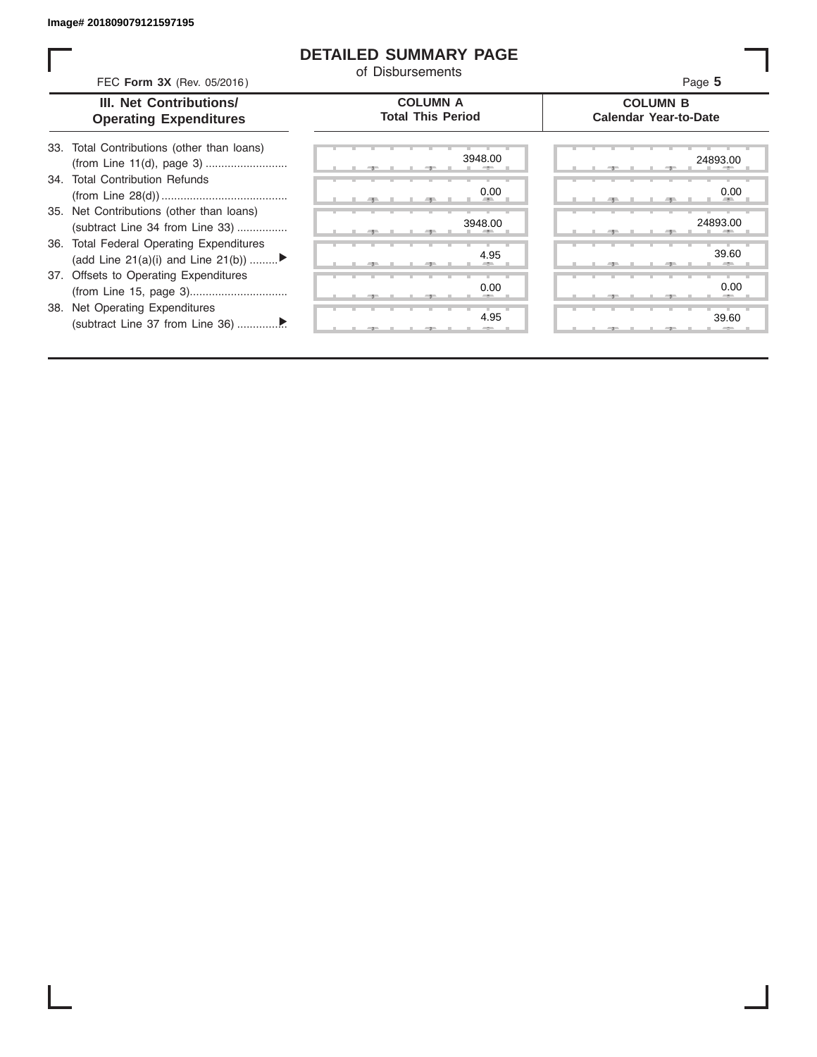Image# 201809079121597195

# DETAILED SUMMARY PAGE

of Disbursements

FEC **Form 3X** (Rev. 05/2016)

Page **5**

| III. Net Contributions/ Operating Expenditures | COLUMN A Total This Period | COLUMN B Calendar Year-to-Date |
|---|---|---|
| 33. Total Contributions (other than loans) (from Line 11(d), page 3) .......................... | 3948.00 | 24893.00 |
| 34. Total Contribution Refunds (from Line 28(d)) ........................................ | 0.00 | 0.00 |
| 35. Net Contributions (other than loans) (subtract Line 34 from Line 33) ................ | 3948.00 | 24893.00 |
| 36. Total Federal Operating Expenditures (add Line 21(a)(i) and Line 21(b)) .........▶ | 4.95 | 39.60 |
| 37. Offsets to Operating Expenditures (from Line 15, page 3)............................... | 0.00 | 0.00 |
| 38. Net Operating Expenditures (subtract Line 37 from Line 36) ...............▶ | 4.95 | 39.60 |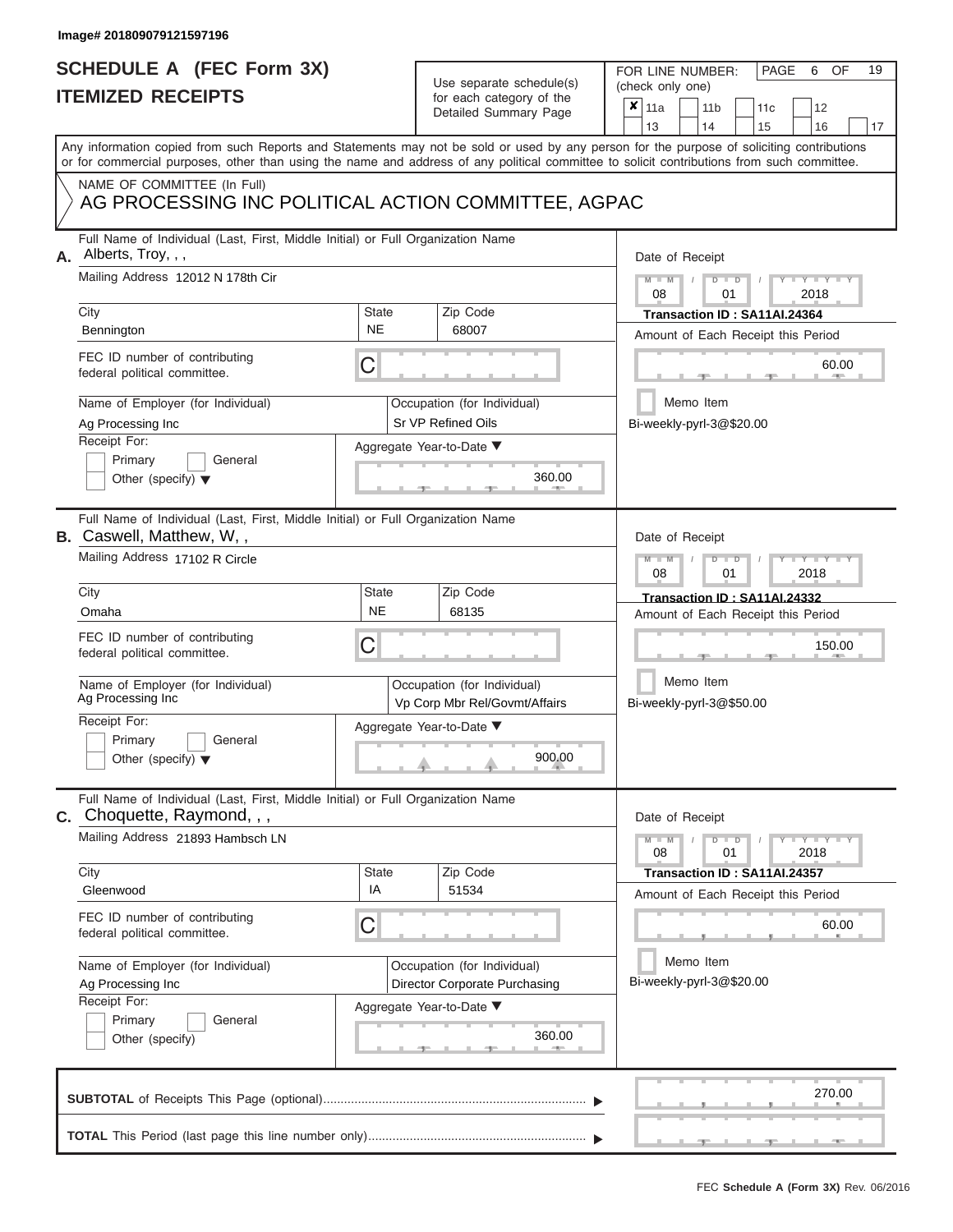Image# 201809079121597196

# SCHEDULE A (FEC Form 3X)
## ITEMIZED RECEIPTS

Use separate schedule(s) for each category of the Detailed Summary Page

FOR LINE NUMBER: (check only one)

- [x] 11a
- [ ] 11b
- [ ] 11c
- [ ] 12
- [ ] 13
- [ ] 14
- [ ] 15
- [ ] 16
- [ ] 17

PAGE 6 OF 19

Any information copied from such Reports and Statements may not be sold or used by any person for the purpose of soliciting contributions or for commercial purposes, other than using the name and address of any political committee to solicit contributions from such committee.

NAME OF COMMITTEE (In Full)
AG PROCESSING INC POLITICAL ACTION COMMITTEE, AGPAC

---

**A.** Full Name of Individual (Last, First, Middle Initial) or Full Organization Name: Alberts, Troy, , ,

Mailing Address: 12012 N 178th Cir

City: Bennington | State: NE | Zip Code: 68007

FEC ID number of contributing federal political committee: C

Name of Employer (for Individual): Ag Processing Inc

Occupation (for Individual): Sr VP Refined Oils

Receipt For: Primary / General / Other (specify)

Aggregate Year-to-Date: 360.00

Date of Receipt: 08 / 01 / 2018

Transaction ID : SA11AI.24364

Amount of Each Receipt this Period: 60.00

Memo Item

Bi-weekly-pyrl-3@$20.00

---

**B.** Full Name of Individual (Last, First, Middle Initial) or Full Organization Name: Caswell, Matthew, W, ,

Mailing Address: 17102 R Circle

City: Omaha | State: NE | Zip Code: 68135

FEC ID number of contributing federal political committee: C

Name of Employer (for Individual): Ag Processing Inc

Occupation (for Individual): Vp Corp Mbr Rel/Govmt/Affairs

Receipt For: Primary / General / Other (specify)

Aggregate Year-to-Date: 900.00

Date of Receipt: 08 / 01 / 2018

Transaction ID : SA11AI.24332

Amount of Each Receipt this Period: 150.00

Memo Item

Bi-weekly-pyrl-3@$50.00

---

**C.** Full Name of Individual (Last, First, Middle Initial) or Full Organization Name: Choquette, Raymond, , ,

Mailing Address: 21893 Hambsch LN

City: Gleenwood | State: IA | Zip Code: 51534

FEC ID number of contributing federal political committee: C

Name of Employer (for Individual): Ag Processing Inc

Occupation (for Individual): Director Corporate Purchasing

Receipt For: Primary / General / Other (specify)

Aggregate Year-to-Date: 360.00

Date of Receipt: 08 / 01 / 2018

Transaction ID : SA11AI.24357

Amount of Each Receipt this Period: 60.00

Memo Item

Bi-weekly-pyrl-3@$20.00

---

**SUBTOTAL** of Receipts This Page (optional): 270.00

**TOTAL** This Period (last page this line number only):

FEC Schedule A (Form 3X) Rev. 06/2016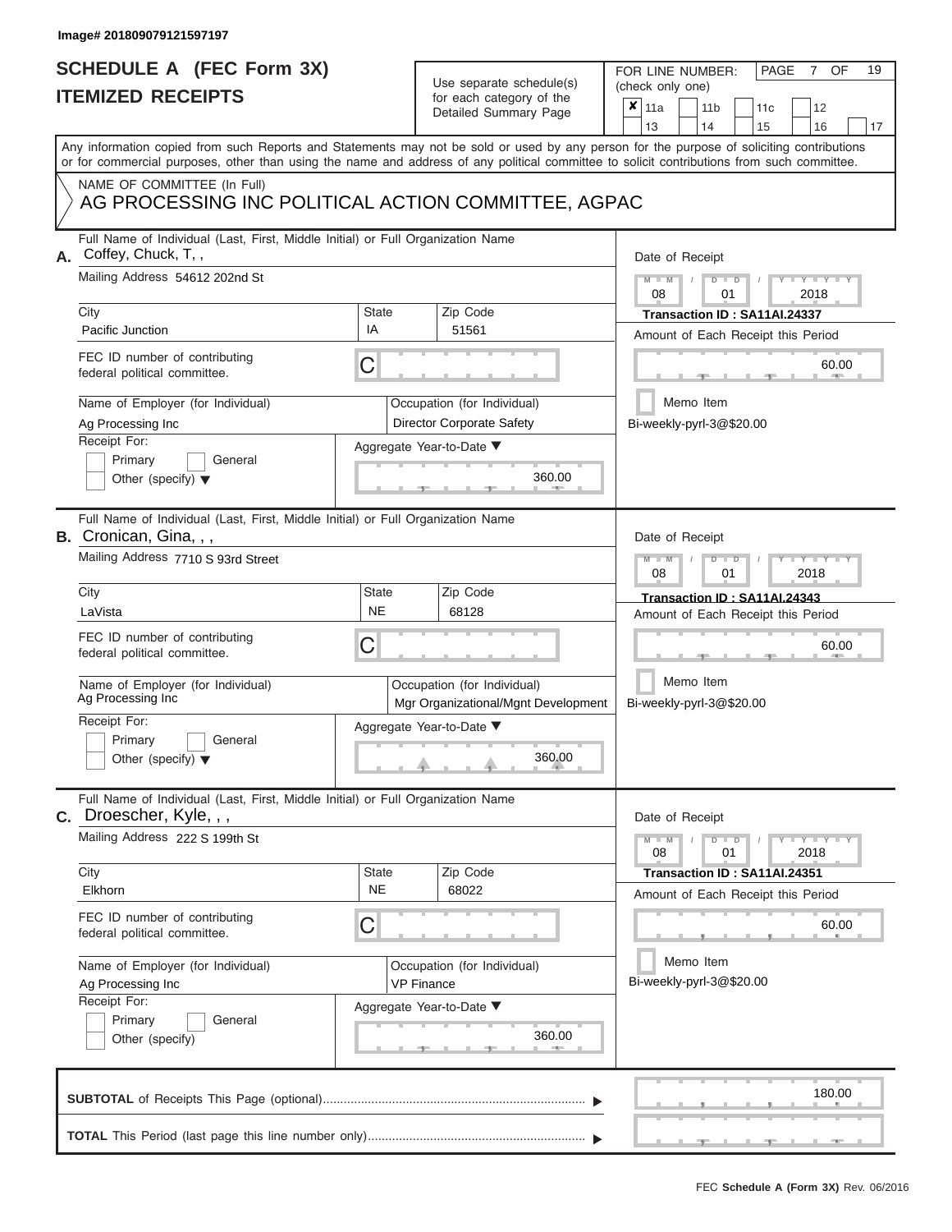Image# 201809079121597197

# SCHEDULE A (FEC Form 3X)
# ITEMIZED RECEIPTS

Use separate schedule(s) for each category of the Detailed Summary Page

FOR LINE NUMBER: (check only one)

| | | | |
|---|---|---|---|
| ✘ 11a | 11b | 11c | 12 |
| 13 | 14 | 15 | 16 | 17 |

Any information copied from such Reports and Statements may not be sold or used by any person for the purpose of soliciting contributions or for commercial purposes, other than using the name and address of any political committee to solicit contributions from such committee.

NAME OF COMMITTEE (In Full)
AG PROCESSING INC POLITICAL ACTION COMMITTEE, AGPAC

## A.

Full Name of Individual (Last, First, Middle Initial) or Full Organization Name: Coffey, Chuck, T, ,

Mailing Address: 54612 202nd St

City: Pacific Junction | State: IA | Zip Code: 51561

FEC ID number of contributing federal political committee: C

Name of Employer (for Individual): Ag Processing Inc

Occupation (for Individual): Director Corporate Safety

Receipt For: Primary / General / Other (specify)

Aggregate Year-to-Date: 360.00

Date of Receipt: 08 / 01 / 2018

Transaction ID : SA11AI.24337

Amount of Each Receipt this Period: 60.00

Memo Item

Bi-weekly-pyrl-3@$20.00

## B.

Full Name of Individual (Last, First, Middle Initial) or Full Organization Name: Cronican, Gina, , ,

Mailing Address: 7710 S 93rd Street

City: LaVista | State: NE | Zip Code: 68128

FEC ID number of contributing federal political committee: C

Name of Employer (for Individual): Ag Processing Inc

Occupation (for Individual): Mgr Organizational/Mgnt Development

Receipt For: Primary / General / Other (specify)

Aggregate Year-to-Date: 360.00

Date of Receipt: 08 / 01 / 2018

Transaction ID : SA11AI.24343

Amount of Each Receipt this Period: 60.00

Memo Item

Bi-weekly-pyrl-3@$20.00

## C.

Full Name of Individual (Last, First, Middle Initial) or Full Organization Name: Droescher, Kyle, , ,

Mailing Address: 222 S 199th St

City: Elkhorn | State: NE | Zip Code: 68022

FEC ID number of contributing federal political committee: C

Name of Employer (for Individual): Ag Processing Inc

Occupation (for Individual): VP Finance

Receipt For: Primary / General / Other (specify)

Aggregate Year-to-Date: 360.00

Date of Receipt: 08 / 01 / 2018

Transaction ID : SA11AI.24351

Amount of Each Receipt this Period: 60.00

Memo Item

Bi-weekly-pyrl-3@$20.00

**SUBTOTAL** of Receipts This Page (optional): 180.00

**TOTAL** This Period (last page this line number only):

FEC **Schedule A (Form 3X)** Rev. 06/2016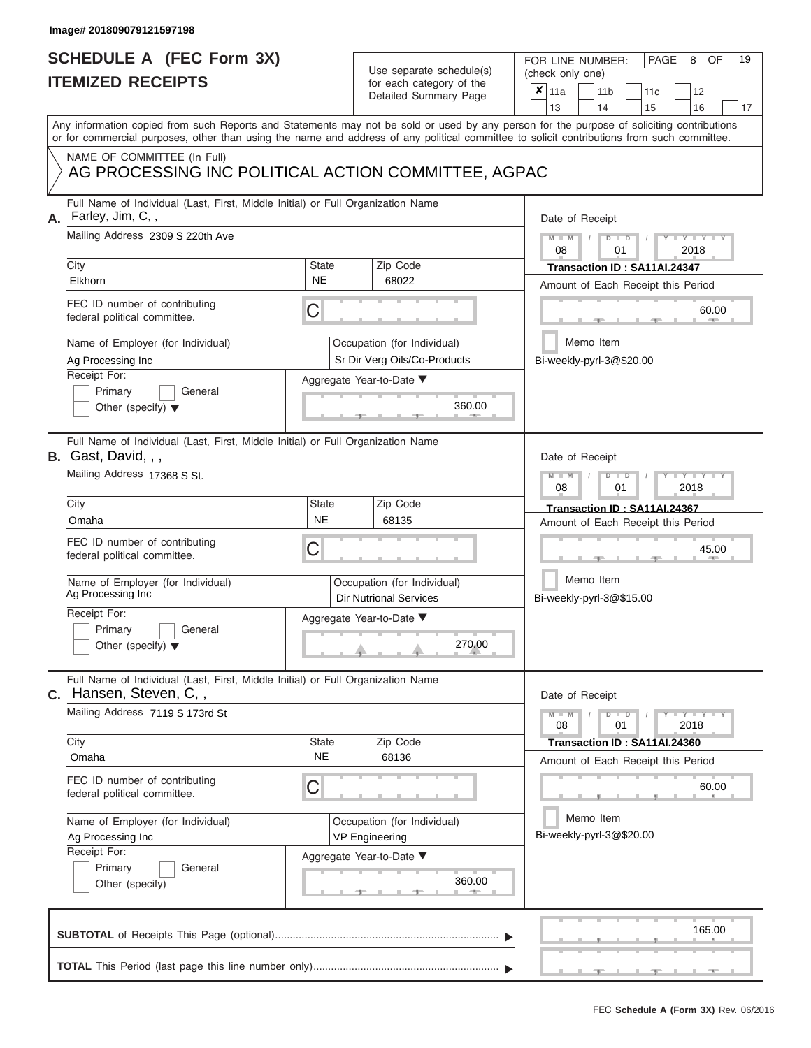Image# 201809079121597198

# SCHEDULE A (FEC Form 3X)
## ITEMIZED RECEIPTS

Use separate schedule(s) for each category of the Detailed Summary Page

FOR LINE NUMBER: (check only one)

- [x] 11a
- [ ] 11b
- [ ] 11c
- [ ] 12
- [ ] 13
- [ ] 14
- [ ] 15
- [ ] 16
- [ ] 17

Any information copied from such Reports and Statements may not be sold or used by any person for the purpose of soliciting contributions or for commercial purposes, other than using the name and address of any political committee to solicit contributions from such committee.

NAME OF COMMITTEE (In Full)
AG PROCESSING INC POLITICAL ACTION COMMITTEE, AGPAC

---

**A.** Full Name of Individual (Last, First, Middle Initial) or Full Organization Name: Farley, Jim, C, ,

Mailing Address: 2309 S 220th Ave

City: Elkhorn | State: NE | Zip Code: 68022

FEC ID number of contributing federal political committee: C

Name of Employer (for Individual): Ag Processing Inc

Occupation (for Individual): Sr Dir Verg Oils/Co-Products

Receipt For: Primary / General / Other (specify)

Aggregate Year-to-Date: 360.00

Date of Receipt: 08 / 01 / 2018

Transaction ID : SA11AI.24347

Amount of Each Receipt this Period: 60.00

Memo Item

Bi-weekly-pyrl-3@$20.00

---

**B.** Full Name of Individual (Last, First, Middle Initial) or Full Organization Name: Gast, David, , ,

Mailing Address: 17368 S St.

City: Omaha | State: NE | Zip Code: 68135

FEC ID number of contributing federal political committee: C

Name of Employer (for Individual): Ag Processing Inc

Occupation (for Individual): Dir Nutrional Services

Receipt For: Primary / General / Other (specify)

Aggregate Year-to-Date: 270.00

Date of Receipt: 08 / 01 / 2018

Transaction ID : SA11AI.24367

Amount of Each Receipt this Period: 45.00

Memo Item

Bi-weekly-pyrl-3@$15.00

---

**C.** Full Name of Individual (Last, First, Middle Initial) or Full Organization Name: Hansen, Steven, C, ,

Mailing Address: 7119 S 173rd St

City: Omaha | State: NE | Zip Code: 68136

FEC ID number of contributing federal political committee: C

Name of Employer (for Individual): Ag Processing Inc

Occupation (for Individual): VP Engineering

Receipt For: Primary / General / Other (specify)

Aggregate Year-to-Date: 360.00

Date of Receipt: 08 / 01 / 2018

Transaction ID : SA11AI.24360

Amount of Each Receipt this Period: 60.00

Memo Item

Bi-weekly-pyrl-3@$20.00

---

**SUBTOTAL** of Receipts This Page (optional): 165.00

**TOTAL** This Period (last page this line number only):

FEC Schedule A (Form 3X) Rev. 06/2016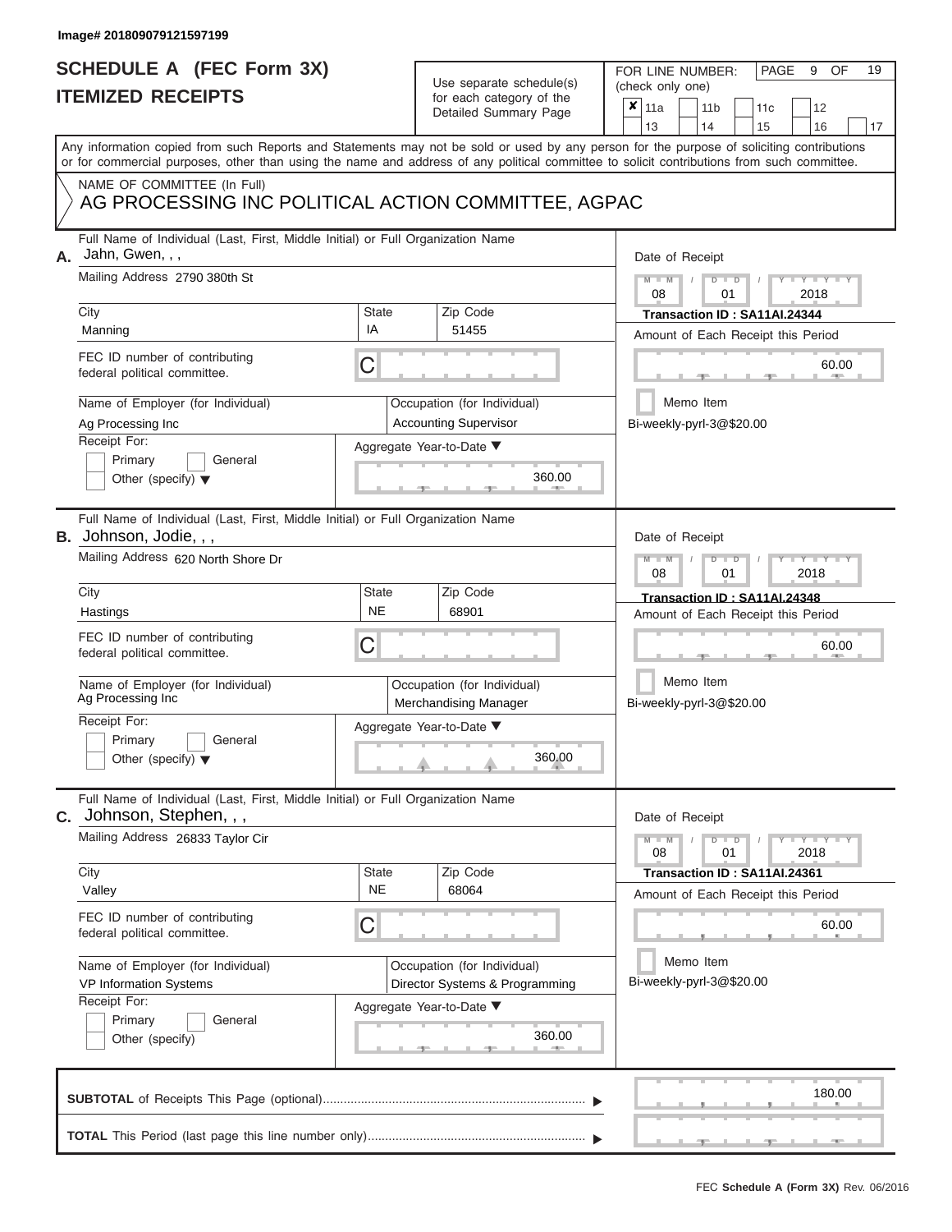Image# 201809079121597199

# SCHEDULE A (FEC Form 3X)
# ITEMIZED RECEIPTS

Use separate schedule(s) for each category of the Detailed Summary Page

FOR LINE NUMBER: (check only one)

- [x] 11a
- [ ] 11b
- [ ] 11c
- [ ] 12
- [ ] 13
- [ ] 14
- [ ] 15
- [ ] 16
- [ ] 17

Any information copied from such Reports and Statements may not be sold or used by any person for the purpose of soliciting contributions or for commercial purposes, other than using the name and address of any political committee to solicit contributions from such committee.

NAME OF COMMITTEE (In Full)
AG PROCESSING INC POLITICAL ACTION COMMITTEE, AGPAC

---

**A.** Full Name of Individual (Last, First, Middle Initial) or Full Organization Name: Jahn, Gwen, , ,

Mailing Address: 2790 380th St

City: Manning | State: IA | Zip Code: 51455

FEC ID number of contributing federal political committee: C

Name of Employer (for Individual): Ag Processing Inc

Occupation (for Individual): Accounting Supervisor

Receipt For: Primary / General / Other (specify)

Aggregate Year-to-Date: 360.00

Date of Receipt: 08 / 01 / 2018

Transaction ID : SA11AI.24344

Amount of Each Receipt this Period: 60.00

Memo Item

Bi-weekly-pyrl-3@$20.00

---

**B.** Full Name of Individual (Last, First, Middle Initial) or Full Organization Name: Johnson, Jodie, , ,

Mailing Address: 620 North Shore Dr

City: Hastings | State: NE | Zip Code: 68901

FEC ID number of contributing federal political committee: C

Name of Employer (for Individual): Ag Processing Inc

Occupation (for Individual): Merchandising Manager

Receipt For: Primary / General / Other (specify)

Aggregate Year-to-Date: 360.00

Date of Receipt: 08 / 01 / 2018

Transaction ID : SA11AI.24348

Amount of Each Receipt this Period: 60.00

Memo Item

Bi-weekly-pyrl-3@$20.00

---

**C.** Full Name of Individual (Last, First, Middle Initial) or Full Organization Name: Johnson, Stephen, , ,

Mailing Address: 26833 Taylor Cir

City: Valley | State: NE | Zip Code: 68064

FEC ID number of contributing federal political committee: C

Name of Employer (for Individual): VP Information Systems

Occupation (for Individual): Director Systems & Programming

Receipt For: Primary / General / Other (specify)

Aggregate Year-to-Date: 360.00

Date of Receipt: 08 / 01 / 2018

Transaction ID : SA11AI.24361

Amount of Each Receipt this Period: 60.00

Memo Item

Bi-weekly-pyrl-3@$20.00

---

**SUBTOTAL** of Receipts This Page (optional): 180.00

**TOTAL** This Period (last page this line number only):

FEC Schedule A (Form 3X) Rev. 06/2016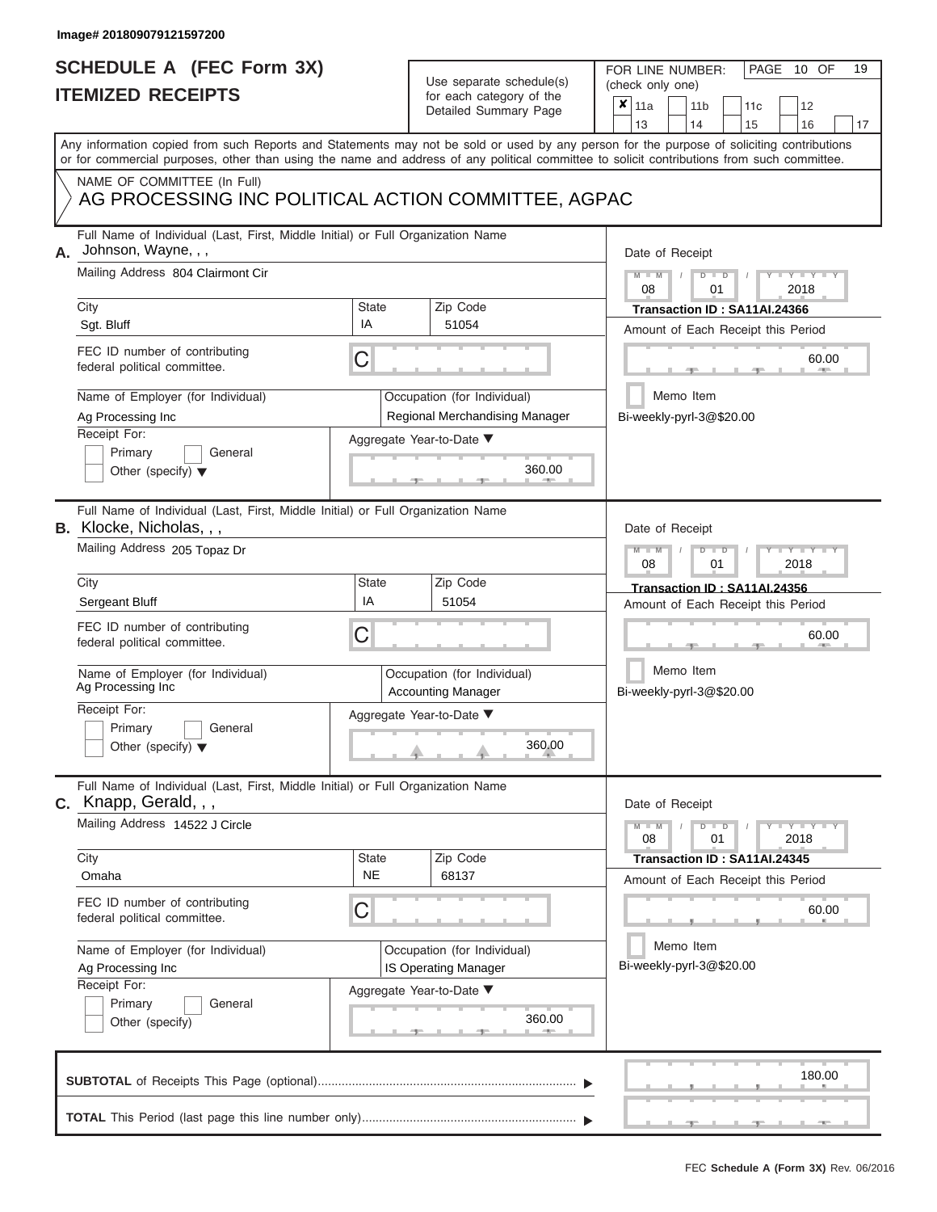Image# 201809079121597200

# SCHEDULE A (FEC Form 3X)
# ITEMIZED RECEIPTS

Use separate schedule(s) for each category of the Detailed Summary Page

FOR LINE NUMBER: (check only one)

| | | | | | | |
|---|---|---|---|---|---|---|
| ✘ 11a | 11b | 11c | 12 | | | |
| 13 | 14 | 15 | 16 | 17 | | |

PAGE 10 OF 19

Any information copied from such Reports and Statements may not be sold or used by any person for the purpose of soliciting contributions or for commercial purposes, other than using the name and address of any political committee to solicit contributions from such committee.

NAME OF COMMITTEE (In Full)
AG PROCESSING INC POLITICAL ACTION COMMITTEE, AGPAC

---

**A.** Full Name of Individual (Last, First, Middle Initial) or Full Organization Name
Johnson, Wayne, , ,

Mailing Address: 804 Clairmont Cir

City: Sgt. Bluff | State: IA | Zip Code: 51054

FEC ID number of contributing federal political committee: C

Name of Employer (for Individual): Ag Processing Inc

Occupation (for Individual): Regional Merchandising Manager

Receipt For: Primary / General / Other (specify)

Aggregate Year-to-Date: 360.00

Date of Receipt: 08 / 01 / 2018

Transaction ID : SA11AI.24366

Amount of Each Receipt this Period: 60.00

Memo Item

Bi-weekly-pyrl-3@$20.00

---

**B.** Full Name of Individual (Last, First, Middle Initial) or Full Organization Name
Klocke, Nicholas, , ,

Mailing Address: 205 Topaz Dr

City: Sergeant Bluff | State: IA | Zip Code: 51054

FEC ID number of contributing federal political committee: C

Name of Employer (for Individual): Ag Processing Inc

Occupation (for Individual): Accounting Manager

Receipt For: Primary / General / Other (specify)

Aggregate Year-to-Date: 360.00

Date of Receipt: 08 / 01 / 2018

Transaction ID : SA11AI.24356

Amount of Each Receipt this Period: 60.00

Memo Item

Bi-weekly-pyrl-3@$20.00

---

**C.** Full Name of Individual (Last, First, Middle Initial) or Full Organization Name
Knapp, Gerald, , ,

Mailing Address: 14522 J Circle

City: Omaha | State: NE | Zip Code: 68137

FEC ID number of contributing federal political committee: C

Name of Employer (for Individual): Ag Processing Inc

Occupation (for Individual): IS Operating Manager

Receipt For: Primary / General / Other (specify)

Aggregate Year-to-Date: 360.00

Date of Receipt: 08 / 01 / 2018

Transaction ID : SA11AI.24345

Amount of Each Receipt this Period: 60.00

Memo Item

Bi-weekly-pyrl-3@$20.00

---

**SUBTOTAL** of Receipts This Page (optional): 180.00

**TOTAL** This Period (last page this line number only):

FEC Schedule A (Form 3X) Rev. 06/2016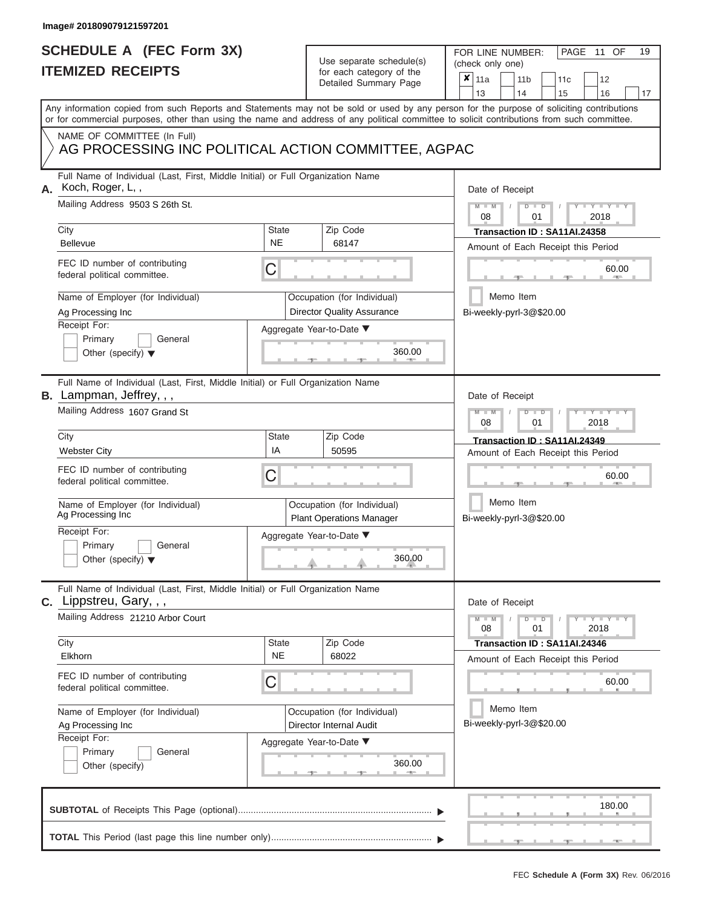Image# 201809079121597201

# SCHEDULE A (FEC Form 3X)
# ITEMIZED RECEIPTS

Use separate schedule(s) for each category of the Detailed Summary Page

FOR LINE NUMBER: (check only one)

- [x] 11a
- [ ] 11b
- [ ] 11c
- [ ] 12
- [ ] 13
- [ ] 14
- [ ] 15
- [ ] 16
- [ ] 17

PAGE 11 OF 19

Any information copied from such Reports and Statements may not be sold or used by any person for the purpose of soliciting contributions or for commercial purposes, other than using the name and address of any political committee to solicit contributions from such committee.

NAME OF COMMITTEE (In Full)
AG PROCESSING INC POLITICAL ACTION COMMITTEE, AGPAC

---

**A.** Full Name of Individual (Last, First, Middle Initial) or Full Organization Name: Koch, Roger, L, ,

Mailing Address: 9503 S 26th St.

City: Bellevue | State: NE | Zip Code: 68147

FEC ID number of contributing federal political committee: C

Name of Employer (for Individual): Ag Processing Inc

Occupation (for Individual): Director Quality Assurance

Receipt For: Primary / General / Other (specify)

Aggregate Year-to-Date: 360.00

Date of Receipt: 08 / 01 / 2018

Transaction ID : SA11AI.24358

Amount of Each Receipt this Period: 60.00

Memo Item

Bi-weekly-pyrl-3@$20.00

---

**B.** Full Name of Individual (Last, First, Middle Initial) or Full Organization Name: Lampman, Jeffrey, , ,

Mailing Address: 1607 Grand St

City: Webster City | State: IA | Zip Code: 50595

FEC ID number of contributing federal political committee: C

Name of Employer (for Individual): Ag Processing Inc

Occupation (for Individual): Plant Operations Manager

Receipt For: Primary / General / Other (specify)

Aggregate Year-to-Date: 360.00

Date of Receipt: 08 / 01 / 2018

Transaction ID : SA11AI.24349

Amount of Each Receipt this Period: 60.00

Memo Item

Bi-weekly-pyrl-3@$20.00

---

**C.** Full Name of Individual (Last, First, Middle Initial) or Full Organization Name: Lippstreu, Gary, , ,

Mailing Address: 21210 Arbor Court

City: Elkhorn | State: NE | Zip Code: 68022

FEC ID number of contributing federal political committee: C

Name of Employer (for Individual): Ag Processing Inc

Occupation (for Individual): Director Internal Audit

Receipt For: Primary / General / Other (specify)

Aggregate Year-to-Date: 360.00

Date of Receipt: 08 / 01 / 2018

Transaction ID : SA11AI.24346

Amount of Each Receipt this Period: 60.00

Memo Item

Bi-weekly-pyrl-3@$20.00

---

**SUBTOTAL** of Receipts This Page (optional): 180.00

**TOTAL** This Period (last page this line number only):

FEC **Schedule A (Form 3X)** Rev. 06/2016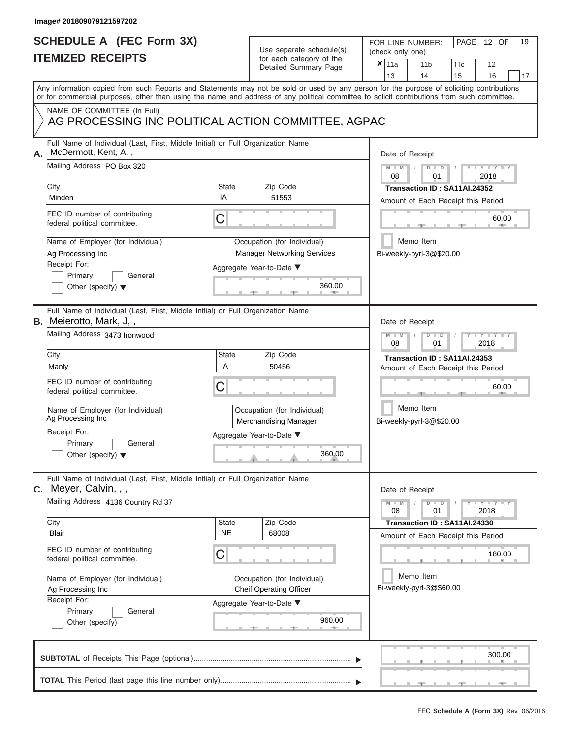Image# 201809079121597202

# SCHEDULE A (FEC Form 3X)
## ITEMIZED RECEIPTS

Use separate schedule(s) for each category of the Detailed Summary Page

FOR LINE NUMBER: (check only one)

- [x] 11a
- [ ] 11b
- [ ] 11c
- [ ] 12
- [ ] 13
- [ ] 14
- [ ] 15
- [ ] 16
- [ ] 17

Any information copied from such Reports and Statements may not be sold or used by any person for the purpose of soliciting contributions or for commercial purposes, other than using the name and address of any political committee to solicit contributions from such committee.

NAME OF COMMITTEE (In Full)
AG PROCESSING INC POLITICAL ACTION COMMITTEE, AGPAC

---

**A.** Full Name of Individual (Last, First, Middle Initial) or Full Organization Name: McDermott, Kent, A, ,

Mailing Address: PO Box 320

City: Minden | State: IA | Zip Code: 51553

FEC ID number of contributing federal political committee: C

Name of Employer (for Individual): Ag Processing Inc

Occupation (for Individual): Manager Networking Services

Receipt For: Primary / General / Other (specify)

Aggregate Year-to-Date: 360.00

Date of Receipt: 08 / 01 / 2018

Transaction ID : SA11AI.24352

Amount of Each Receipt this Period: 60.00

Memo Item

Bi-weekly-pyrl-3@$20.00

---

**B.** Full Name of Individual (Last, First, Middle Initial) or Full Organization Name: Meierotto, Mark, J, ,

Mailing Address: 3473 Ironwood

City: Manly | State: IA | Zip Code: 50456

FEC ID number of contributing federal political committee: C

Name of Employer (for Individual): Ag Processing Inc

Occupation (for Individual): Merchandising Manager

Receipt For: Primary / General / Other (specify)

Aggregate Year-to-Date: 360.00

Date of Receipt: 08 / 01 / 2018

Transaction ID : SA11AI.24353

Amount of Each Receipt this Period: 60.00

Memo Item

Bi-weekly-pyrl-3@$20.00

---

**C.** Full Name of Individual (Last, First, Middle Initial) or Full Organization Name: Meyer, Calvin, , ,

Mailing Address: 4136 Country Rd 37

City: Blair | State: NE | Zip Code: 68008

FEC ID number of contributing federal political committee: C

Name of Employer (for Individual): Ag Processing Inc

Occupation (for Individual): Cheif Operating Officer

Receipt For: Primary / General / Other (specify)

Aggregate Year-to-Date: 960.00

Date of Receipt: 08 / 01 / 2018

Transaction ID : SA11AI.24330

Amount of Each Receipt this Period: 180.00

Memo Item

Bi-weekly-pyrl-3@$60.00

---

**SUBTOTAL** of Receipts This Page (optional): 300.00

**TOTAL** This Period (last page this line number only):

FEC **Schedule A (Form 3X)** Rev. 06/2016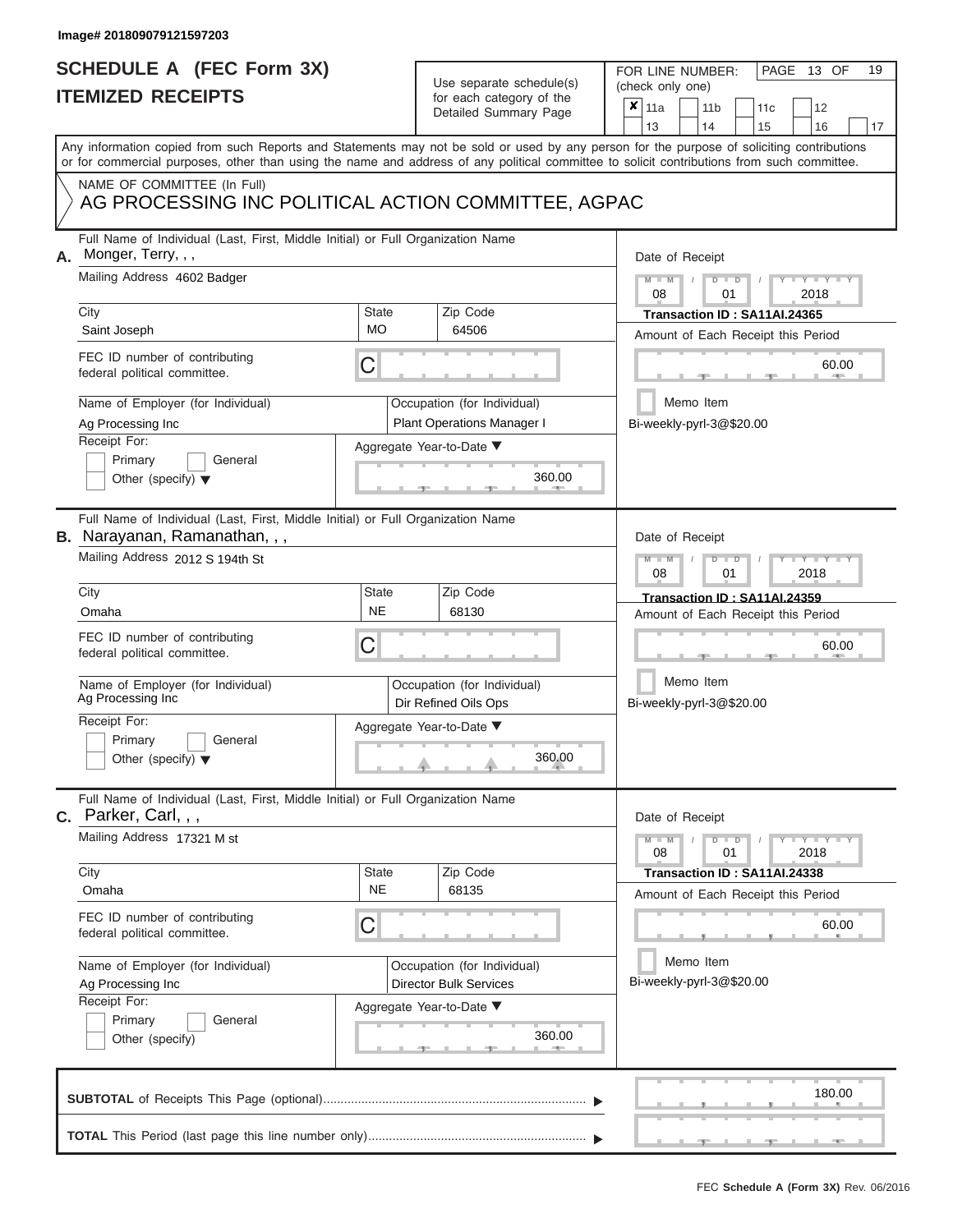Image# 201809079121597203

# SCHEDULE A (FEC Form 3X)
## ITEMIZED RECEIPTS

Use separate schedule(s) for each category of the Detailed Summary Page

FOR LINE NUMBER: (check only one)

- [x] 11a
- [ ] 11b
- [ ] 11c
- [ ] 12
- [ ] 13
- [ ] 14
- [ ] 15
- [ ] 16
- [ ] 17

PAGE 13 OF 19

Any information copied from such Reports and Statements may not be sold or used by any person for the purpose of soliciting contributions or for commercial purposes, other than using the name and address of any political committee to solicit contributions from such committee.

NAME OF COMMITTEE (In Full)
AG PROCESSING INC POLITICAL ACTION COMMITTEE, AGPAC

---

**A.** Full Name of Individual (Last, First, Middle Initial) or Full Organization Name: Monger, Terry, , ,

Mailing Address: 4602 Badger

City: Saint Joseph | State: MO | Zip Code: 64506

FEC ID number of contributing federal political committee: C

Name of Employer (for Individual): Ag Processing Inc

Occupation (for Individual): Plant Operations Manager I

Receipt For: Primary / General / Other (specify)

Aggregate Year-to-Date: 360.00

Date of Receipt: 08 / 01 / 2018

Transaction ID : SA11AI.24365

Amount of Each Receipt this Period: 60.00

Memo Item

Bi-weekly-pyrl-3@$20.00

---

**B.** Full Name of Individual (Last, First, Middle Initial) or Full Organization Name: Narayanan, Ramanathan, , ,

Mailing Address: 2012 S 194th St

City: Omaha | State: NE | Zip Code: 68130

FEC ID number of contributing federal political committee: C

Name of Employer (for Individual): Ag Processing Inc

Occupation (for Individual): Dir Refined Oils Ops

Receipt For: Primary / General / Other (specify)

Aggregate Year-to-Date: 360.00

Date of Receipt: 08 / 01 / 2018

Transaction ID : SA11AI.24359

Amount of Each Receipt this Period: 60.00

Memo Item

Bi-weekly-pyrl-3@$20.00

---

**C.** Full Name of Individual (Last, First, Middle Initial) or Full Organization Name: Parker, Carl, , ,

Mailing Address: 17321 M st

City: Omaha | State: NE | Zip Code: 68135

FEC ID number of contributing federal political committee: C

Name of Employer (for Individual): Ag Processing Inc

Occupation (for Individual): Director Bulk Services

Receipt For: Primary / General / Other (specify)

Aggregate Year-to-Date: 360.00

Date of Receipt: 08 / 01 / 2018

Transaction ID : SA11AI.24338

Amount of Each Receipt this Period: 60.00

Memo Item

Bi-weekly-pyrl-3@$20.00

---

**SUBTOTAL** of Receipts This Page (optional): 180.00

**TOTAL** This Period (last page this line number only):

FEC Schedule A (Form 3X) Rev. 06/2016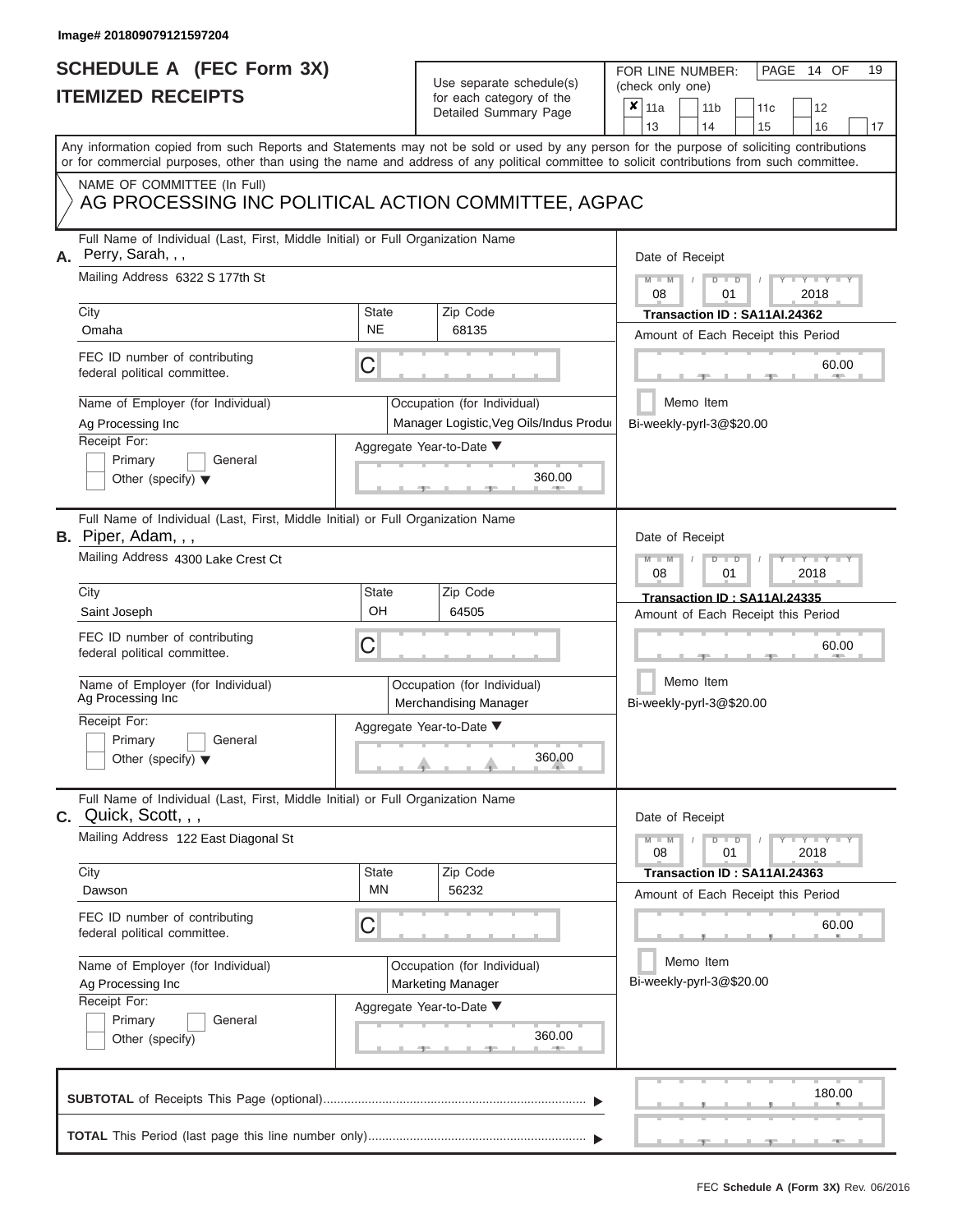Image# 201809079121597204

# SCHEDULE A (FEC Form 3X)
## ITEMIZED RECEIPTS

Use separate schedule(s) for each category of the Detailed Summary Page

FOR LINE NUMBER: (check only one)

- [x] 11a
- [ ] 11b
- [ ] 11c
- [ ] 12
- [ ] 13
- [ ] 14
- [ ] 15
- [ ] 16
- [ ] 17

Any information copied from such Reports and Statements may not be sold or used by any person for the purpose of soliciting contributions or for commercial purposes, other than using the name and address of any political committee to solicit contributions from such committee.

NAME OF COMMITTEE (In Full)
AG PROCESSING INC POLITICAL ACTION COMMITTEE, AGPAC

---

**A.** Full Name of Individual (Last, First, Middle Initial) or Full Organization Name: Perry, Sarah, , ,

Mailing Address: 6322 S 177th St

City: Omaha | State: NE | Zip Code: 68135

FEC ID number of contributing federal political committee: C

Name of Employer (for Individual): Ag Processing Inc

Occupation (for Individual): Manager Logistic,Veg Oils/Indus Produ

Receipt For: Primary / General / Other (specify)

Aggregate Year-to-Date: 360.00

Date of Receipt: 08 / 01 / 2018

Transaction ID : SA11AI.24362

Amount of Each Receipt this Period: 60.00

Memo Item

Bi-weekly-pyrl-3@$20.00

---

**B.** Full Name of Individual (Last, First, Middle Initial) or Full Organization Name: Piper, Adam, , ,

Mailing Address: 4300 Lake Crest Ct

City: Saint Joseph | State: OH | Zip Code: 64505

FEC ID number of contributing federal political committee: C

Name of Employer (for Individual): Ag Processing Inc

Occupation (for Individual): Merchandising Manager

Receipt For: Primary / General / Other (specify)

Aggregate Year-to-Date: 360.00

Date of Receipt: 08 / 01 / 2018

Transaction ID : SA11AI.24335

Amount of Each Receipt this Period: 60.00

Memo Item

Bi-weekly-pyrl-3@$20.00

---

**C.** Full Name of Individual (Last, First, Middle Initial) or Full Organization Name: Quick, Scott, , ,

Mailing Address: 122 East Diagonal St

City: Dawson | State: MN | Zip Code: 56232

FEC ID number of contributing federal political committee: C

Name of Employer (for Individual): Ag Processing Inc

Occupation (for Individual): Marketing Manager

Receipt For: Primary / General / Other (specify)

Aggregate Year-to-Date: 360.00

Date of Receipt: 08 / 01 / 2018

Transaction ID : SA11AI.24363

Amount of Each Receipt this Period: 60.00

Memo Item

Bi-weekly-pyrl-3@$20.00

---

**SUBTOTAL** of Receipts This Page (optional): 180.00

**TOTAL** This Period (last page this line number only):

FEC Schedule A (Form 3X) Rev. 06/2016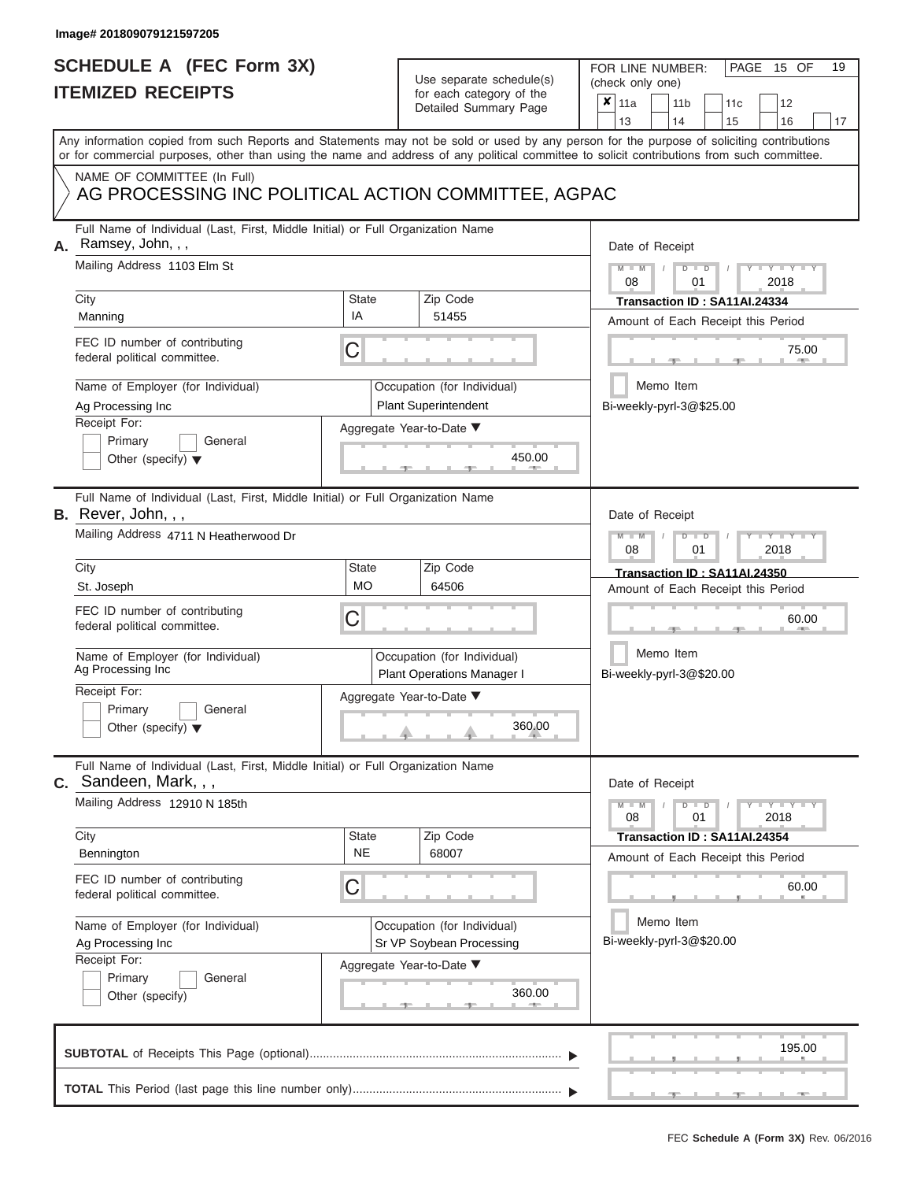Image# 201809079121597205

# SCHEDULE A (FEC Form 3X)
## ITEMIZED RECEIPTS

Use separate schedule(s) for each category of the Detailed Summary Page

FOR LINE NUMBER: (check only one)

- [x] 11a
- [ ] 11b
- [ ] 11c
- [ ] 12
- [ ] 13
- [ ] 14
- [ ] 15
- [ ] 16
- [ ] 17

PAGE 15 OF 19

Any information copied from such Reports and Statements may not be sold or used by any person for the purpose of soliciting contributions or for commercial purposes, other than using the name and address of any political committee to solicit contributions from such committee.

NAME OF COMMITTEE (In Full)
AG PROCESSING INC POLITICAL ACTION COMMITTEE, AGPAC

---

**A.** Full Name of Individual (Last, First, Middle Initial) or Full Organization Name: Ramsey, John, , ,

Mailing Address: 1103 Elm St

City: Manning | State: IA | Zip Code: 51455

FEC ID number of contributing federal political committee: C

Name of Employer (for Individual): Ag Processing Inc

Occupation (for Individual): Plant Superintendent

Receipt For: Primary / General / Other (specify)

Aggregate Year-to-Date: 450.00

Date of Receipt: 08 / 01 / 2018

Transaction ID : SA11AI.24334

Amount of Each Receipt this Period: 75.00

Memo Item

Bi-weekly-pyrl-3@$25.00

---

**B.** Full Name of Individual (Last, First, Middle Initial) or Full Organization Name: Rever, John, , ,

Mailing Address: 4711 N Heatherwood Dr

City: St. Joseph | State: MO | Zip Code: 64506

FEC ID number of contributing federal political committee: C

Name of Employer (for Individual): Ag Processing Inc

Occupation (for Individual): Plant Operations Manager I

Receipt For: Primary / General / Other (specify)

Aggregate Year-to-Date: 360.00

Date of Receipt: 08 / 01 / 2018

Transaction ID : SA11AI.24350

Amount of Each Receipt this Period: 60.00

Memo Item

Bi-weekly-pyrl-3@$20.00

---

**C.** Full Name of Individual (Last, First, Middle Initial) or Full Organization Name: Sandeen, Mark, , ,

Mailing Address: 12910 N 185th

City: Bennington | State: NE | Zip Code: 68007

FEC ID number of contributing federal political committee: C

Name of Employer (for Individual): Ag Processing Inc

Occupation (for Individual): Sr VP Soybean Processing

Receipt For: Primary / General / Other (specify)

Aggregate Year-to-Date: 360.00

Date of Receipt: 08 / 01 / 2018

Transaction ID : SA11AI.24354

Amount of Each Receipt this Period: 60.00

Memo Item

Bi-weekly-pyrl-3@$20.00

---

**SUBTOTAL** of Receipts This Page (optional): 195.00

**TOTAL** This Period (last page this line number only):

FEC Schedule A (Form 3X) Rev. 06/2016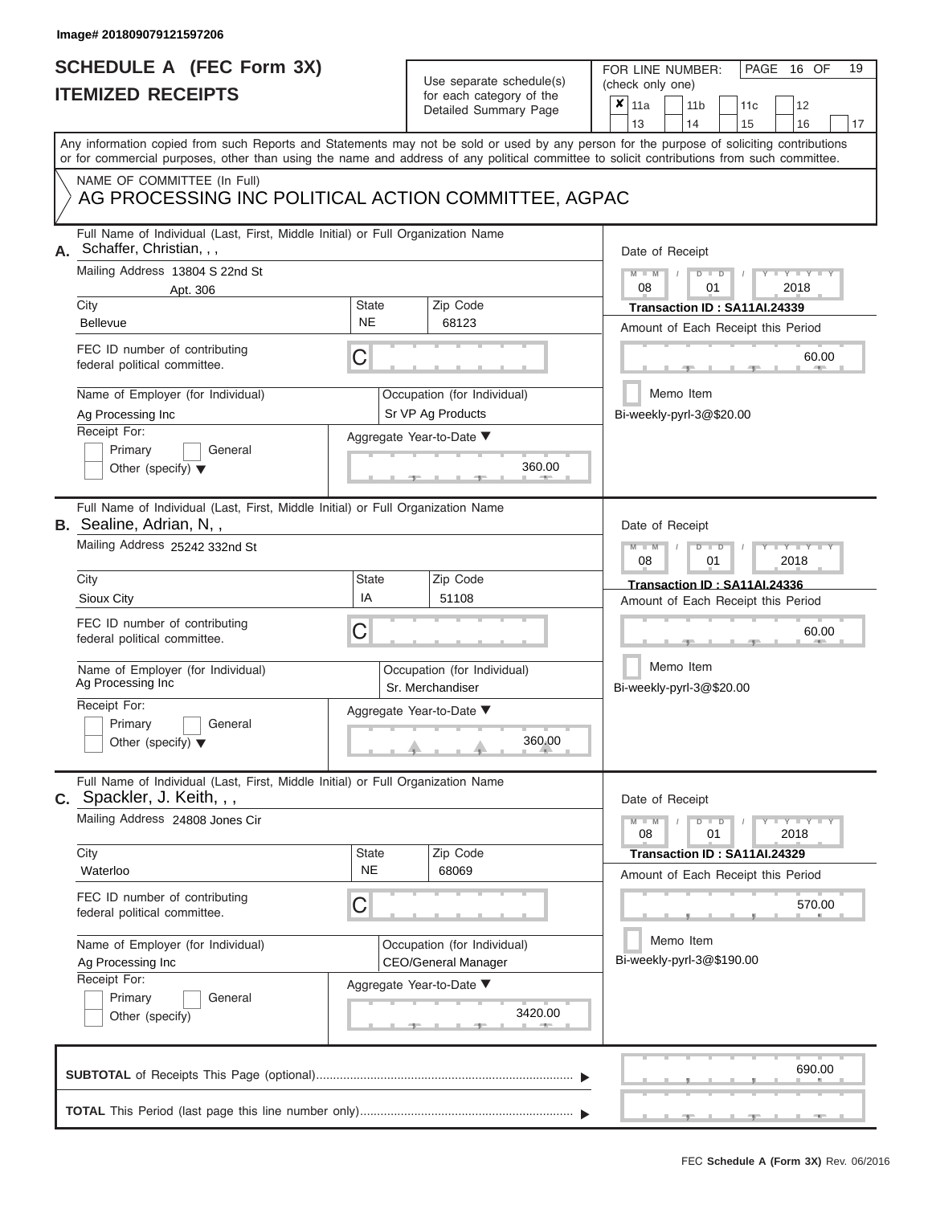Image# 201809079121597206

# SCHEDULE A (FEC Form 3X)
## ITEMIZED RECEIPTS

Use separate schedule(s) for each category of the Detailed Summary Page

FOR LINE NUMBER: (check only one)

- [x] 11a
- [ ] 11b
- [ ] 11c
- [ ] 12
- [ ] 13
- [ ] 14
- [ ] 15
- [ ] 16
- [ ] 17

Any information copied from such Reports and Statements may not be sold or used by any person for the purpose of soliciting contributions or for commercial purposes, other than using the name and address of any political committee to solicit contributions from such committee.

NAME OF COMMITTEE (In Full)
AG PROCESSING INC POLITICAL ACTION COMMITTEE, AGPAC

---

**A.** Full Name of Individual (Last, First, Middle Initial) or Full Organization Name: Schaffer, Christian, , ,

Mailing Address: 13804 S 22nd St, Apt. 306

City: Bellevue | State: NE | Zip Code: 68123

FEC ID number of contributing federal political committee: C

Name of Employer (for Individual): Ag Processing Inc

Occupation (for Individual): Sr VP Ag Products

Receipt For: Primary / General / Other (specify)

Aggregate Year-to-Date: 360.00

Date of Receipt: 08 / 01 / 2018

Transaction ID : SA11AI.24339

Amount of Each Receipt this Period: 60.00

Memo Item: Bi-weekly-pyrl-3@$20.00

---

**B.** Full Name of Individual (Last, First, Middle Initial) or Full Organization Name: Sealine, Adrian, N, ,

Mailing Address: 25242 332nd St

City: Sioux City | State: IA | Zip Code: 51108

FEC ID number of contributing federal political committee: C

Name of Employer (for Individual): Ag Processing Inc

Occupation (for Individual): Sr. Merchandiser

Receipt For: Primary / General / Other (specify)

Aggregate Year-to-Date: 360.00

Date of Receipt: 08 / 01 / 2018

Transaction ID : SA11AI.24336

Amount of Each Receipt this Period: 60.00

Memo Item: Bi-weekly-pyrl-3@$20.00

---

**C.** Full Name of Individual (Last, First, Middle Initial) or Full Organization Name: Spackler, J. Keith, , ,

Mailing Address: 24808 Jones Cir

City: Waterloo | State: NE | Zip Code: 68069

FEC ID number of contributing federal political committee: C

Name of Employer (for Individual): Ag Processing Inc

Occupation (for Individual): CEO/General Manager

Receipt For: Primary / General / Other (specify)

Aggregate Year-to-Date: 3420.00

Date of Receipt: 08 / 01 / 2018

Transaction ID : SA11AI.24329

Amount of Each Receipt this Period: 570.00

Memo Item: Bi-weekly-pyrl-3@$190.00

---

**SUBTOTAL** of Receipts This Page (optional): 690.00

**TOTAL** This Period (last page this line number only):

FEC **Schedule A (Form 3X)** Rev. 06/2016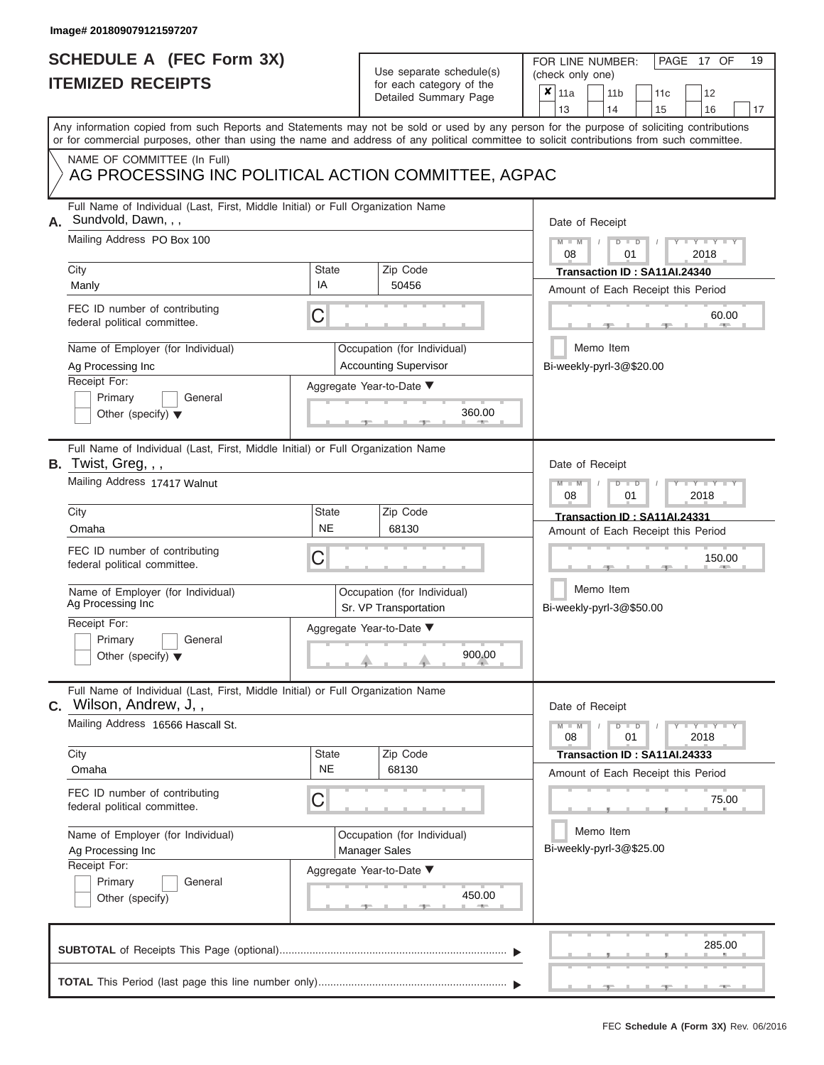Image# 201809079121597207

# SCHEDULE A (FEC Form 3X)
## ITEMIZED RECEIPTS

Use separate schedule(s) for each category of the Detailed Summary Page

FOR LINE NUMBER: (check only one)

- [x] 11a
- [ ] 11b
- [ ] 11c
- [ ] 12
- [ ] 13
- [ ] 14
- [ ] 15
- [ ] 16
- [ ] 17

Any information copied from such Reports and Statements may not be sold or used by any person for the purpose of soliciting contributions or for commercial purposes, other than using the name and address of any political committee to solicit contributions from such committee.

NAME OF COMMITTEE (In Full)
AG PROCESSING INC POLITICAL ACTION COMMITTEE, AGPAC

---

**A.** Full Name of Individual (Last, First, Middle Initial) or Full Organization Name: Sundvold, Dawn, , ,

Mailing Address: PO Box 100

City: Manly | State: IA | Zip Code: 50456

FEC ID number of contributing federal political committee: C

Name of Employer (for Individual): Ag Processing Inc

Occupation (for Individual): Accounting Supervisor

Receipt For: Primary / General / Other (specify)

Aggregate Year-to-Date: 360.00

Date of Receipt: 08 / 01 / 2018

Transaction ID : SA11AI.24340

Amount of Each Receipt this Period: 60.00

Memo Item: Bi-weekly-pyrl-3@$20.00

---

**B.** Full Name of Individual (Last, First, Middle Initial) or Full Organization Name: Twist, Greg, , ,

Mailing Address: 17417 Walnut

City: Omaha | State: NE | Zip Code: 68130

FEC ID number of contributing federal political committee: C

Name of Employer (for Individual): Ag Processing Inc

Occupation (for Individual): Sr. VP Transportation

Receipt For: Primary / General / Other (specify)

Aggregate Year-to-Date: 900.00

Date of Receipt: 08 / 01 / 2018

Transaction ID : SA11AI.24331

Amount of Each Receipt this Period: 150.00

Memo Item: Bi-weekly-pyrl-3@$50.00

---

**C.** Full Name of Individual (Last, First, Middle Initial) or Full Organization Name: Wilson, Andrew, J, ,

Mailing Address: 16566 Hascall St.

City: Omaha | State: NE | Zip Code: 68130

FEC ID number of contributing federal political committee: C

Name of Employer (for Individual): Ag Processing Inc

Occupation (for Individual): Manager Sales

Receipt For: Primary / General / Other (specify)

Aggregate Year-to-Date: 450.00

Date of Receipt: 08 / 01 / 2018

Transaction ID : SA11AI.24333

Amount of Each Receipt this Period: 75.00

Memo Item: Bi-weekly-pyrl-3@$25.00

---

**SUBTOTAL** of Receipts This Page (optional): 285.00

**TOTAL** This Period (last page this line number only):

FEC **Schedule A (Form 3X)** Rev. 06/2016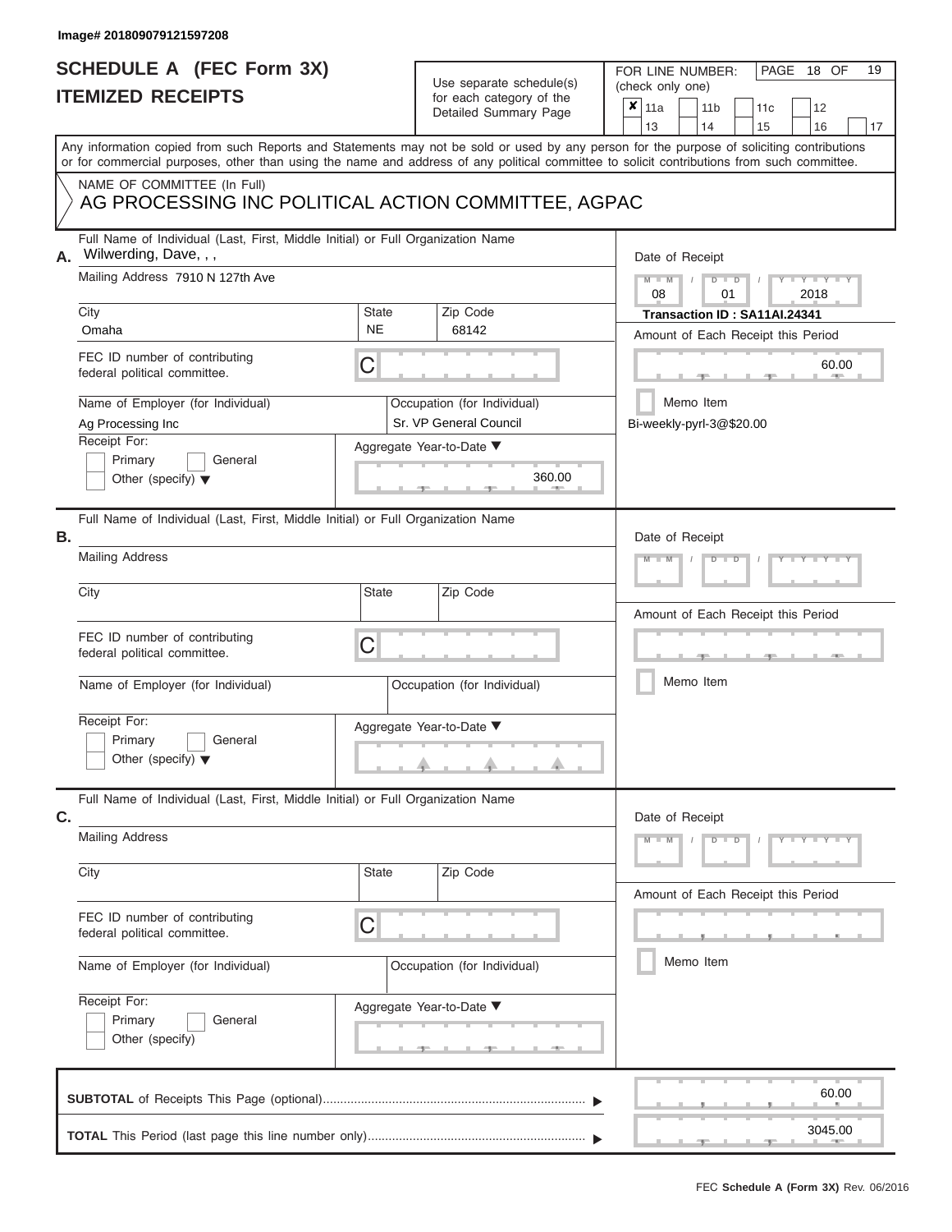Image# 201809079121597208

# SCHEDULE A (FEC Form 3X)
# ITEMIZED RECEIPTS

Use separate schedule(s) for each category of the Detailed Summary Page

FOR LINE NUMBER: (check only one)

- [x] 11a
- [ ] 11b
- [ ] 11c
- [ ] 12
- [ ] 13
- [ ] 14
- [ ] 15
- [ ] 16
- [ ] 17

PAGE 18 OF 19

Any information copied from such Reports and Statements may not be sold or used by any person for the purpose of soliciting contributions or for commercial purposes, other than using the name and address of any political committee to solicit contributions from such committee.

NAME OF COMMITTEE (In Full)
AG PROCESSING INC POLITICAL ACTION COMMITTEE, AGPAC

## A.

**Full Name of Individual (Last, First, Middle Initial) or Full Organization Name:** Wilwerding, Dave, , ,

**Mailing Address:** 7910 N 127th Ave

**City:** Omaha | **State:** NE | **Zip Code:** 68142

**FEC ID number of contributing federal political committee:** C

**Name of Employer (for Individual):** Ag Processing Inc

**Occupation (for Individual):** Sr. VP General Council

**Receipt For:** Primary / General / Other (specify)

**Aggregate Year-to-Date:** 360.00

**Date of Receipt:** 08 / 01 / 2018

**Transaction ID : SA11AI.24341**

**Amount of Each Receipt this Period:** 60.00

Memo Item

Bi-weekly-pyrl-3@$20.00

## B.

**Full Name of Individual (Last, First, Middle Initial) or Full Organization Name:**

**Mailing Address:**

**City:** | **State:** | **Zip Code:**

**FEC ID number of contributing federal political committee:** C

**Name of Employer (for Individual):**

**Occupation (for Individual):**

**Receipt For:** Primary / General / Other (specify)

**Aggregate Year-to-Date:**

**Date of Receipt:**

**Amount of Each Receipt this Period:**

Memo Item

## C.

**Full Name of Individual (Last, First, Middle Initial) or Full Organization Name:**

**Mailing Address:**

**City:** | **State:** | **Zip Code:**

**FEC ID number of contributing federal political committee:** C

**Name of Employer (for Individual):**

**Occupation (for Individual):**

**Receipt For:** Primary / General / Other (specify)

**Aggregate Year-to-Date:**

**Date of Receipt:**

**Amount of Each Receipt this Period:**

Memo Item

---

**SUBTOTAL** of Receipts This Page (optional) ........ 60.00

**TOTAL** This Period (last page this line number only) ........ 3045.00

FEC Schedule A (Form 3X) Rev. 06/2016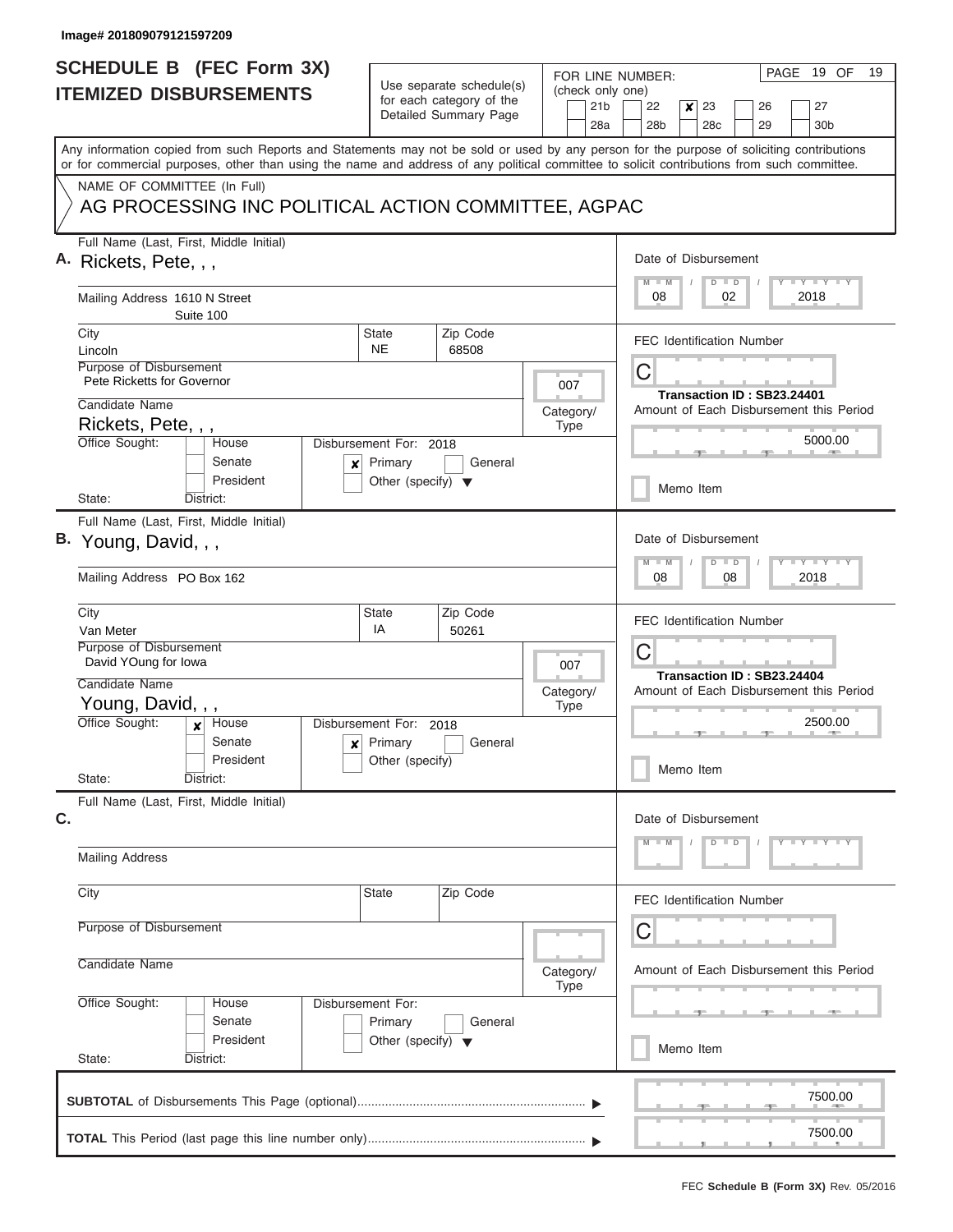Image# 201809079121597209

# SCHEDULE B (FEC Form 3X)
## ITEMIZED DISBURSEMENTS

Use separate schedule(s) for each category of the Detailed Summary Page

FOR LINE NUMBER: (check only one)
21b, 22, ✘ 23, 26, 27, 28a, 28b, 28c, 29, 30b

PAGE 19 OF 19

Any information copied from such Reports and Statements may not be sold or used by any person for the purpose of soliciting contributions or for commercial purposes, other than using the name and address of any political committee to solicit contributions from such committee.

NAME OF COMMITTEE (In Full)
AG PROCESSING INC POLITICAL ACTION COMMITTEE, AGPAC

**A.** Full Name (Last, First, Middle Initial): Rickets, Pete, , ,
Mailing Address: 1610 N Street, Suite 100
City: Lincoln | State: NE | Zip Code: 68508
Purpose of Disbursement: Pete Ricketts for Governor
Category/Type: 007
Candidate Name: Rickets, Pete, , ,
Office Sought: Senate ☐ House ☐ President ☐
Disbursement For: 2018 ✘ Primary ☐ General ☐ Other (specify)
State: District:
Date of Disbursement: 08/02/2018
FEC Identification Number: C
Transaction ID : SB23.24401
Amount of Each Disbursement this Period: 5000.00
Memo Item ☐

**B.** Full Name (Last, First, Middle Initial): Young, David, , ,
Mailing Address: PO Box 162
City: Van Meter | State: IA | Zip Code: 50261
Purpose of Disbursement: David YOung for Iowa
Category/Type: 007
Candidate Name: Young, David, , ,
Office Sought: ✘ House ☐ Senate ☐ President
Disbursement For: 2018 ✘ Primary ☐ General ☐ Other (specify)
State: District:
Date of Disbursement: 08/08/2018
FEC Identification Number: C
Transaction ID : SB23.24404
Amount of Each Disbursement this Period: 2500.00
Memo Item ☐

**C.** Full Name (Last, First, Middle Initial):
Mailing Address:
City: | State: | Zip Code:
Purpose of Disbursement:
Category/Type:
Candidate Name:
Office Sought: ☐ House ☐ Senate ☐ President
Disbursement For: ☐ Primary ☐ General ☐ Other (specify)
State: District:
Date of Disbursement:
FEC Identification Number: C
Amount of Each Disbursement this Period:
Memo Item ☐

**SUBTOTAL** of Disbursements This Page (optional): 7500.00

**TOTAL** This Period (last page this line number only): 7500.00

FEC **Schedule B (Form 3X)** Rev. 05/2016